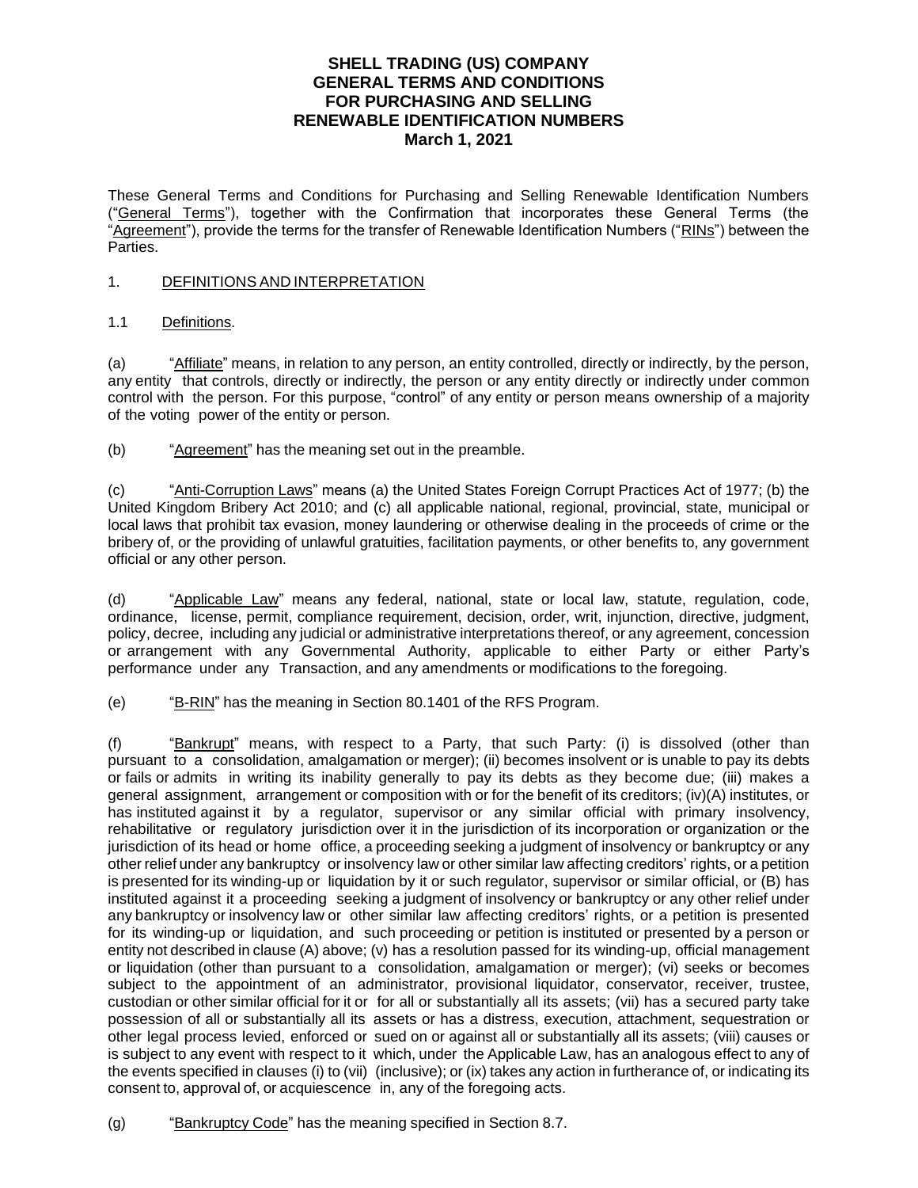# SHELL TRADING (US) COMPANY GENERAL TERMS AND CONDITIONS FOR PURCHASING AND SELLING RENEWABLE IDENTIFICATION NUMBERS

**March 1, 2021**

These General Terms and Conditions for Purchasing and Selling Renewable Identification Numbers ("General Terms"), together with the Confirmation that incorporates these General Terms (the "Agreement"), provide the terms for the transfer of Renewable Identification Numbers ("RINs") between the Parties.

## 1. DEFINITIONS AND INTERPRETATION

### 1.1 Definitions.

(a) "Affiliate" means, in relation to any person, an entity controlled, directly or indirectly, by the person, any entity that controls, directly or indirectly, the person or any entity directly or indirectly under common control with the person. For this purpose, "control" of any entity or person means ownership of a majority of the voting power of the entity or person.

(b) "Agreement" has the meaning set out in the preamble.

(c) "Anti-Corruption Laws" means (a) the United States Foreign Corrupt Practices Act of 1977; (b) the United Kingdom Bribery Act 2010; and (c) all applicable national, regional, provincial, state, municipal or local laws that prohibit tax evasion, money laundering or otherwise dealing in the proceeds of crime or the bribery of, or the providing of unlawful gratuities, facilitation payments, or other benefits to, any government official or any other person.

(d) "Applicable Law" means any federal, national, state or local law, statute, regulation, code, ordinance, license, permit, compliance requirement, decision, order, writ, injunction, directive, judgment, policy, decree, including any judicial or administrative interpretations thereof, or any agreement, concession or arrangement with any Governmental Authority, applicable to either Party or either Party's performance under any Transaction, and any amendments or modifications to the foregoing.

(e) "B-RIN" has the meaning in Section 80.1401 of the RFS Program.

(f) "Bankrupt" means, with respect to a Party, that such Party: (i) is dissolved (other than pursuant to a consolidation, amalgamation or merger); (ii) becomes insolvent or is unable to pay its debts or fails or admits in writing its inability generally to pay its debts as they become due; (iii) makes a general assignment, arrangement or composition with or for the benefit of its creditors; (iv)(A) institutes, or has instituted against it by a regulator, supervisor or any similar official with primary insolvency, rehabilitative or regulatory jurisdiction over it in the jurisdiction of its incorporation or organization or the jurisdiction of its head or home office, a proceeding seeking a judgment of insolvency or bankruptcy or any other relief under any bankruptcy or insolvency law or other similar law affecting creditors' rights, or a petition is presented for its winding-up or liquidation by it or such regulator, supervisor or similar official, or (B) has instituted against it a proceeding seeking a judgment of insolvency or bankruptcy or any other relief under any bankruptcy or insolvency law or other similar law affecting creditors' rights, or a petition is presented for its winding-up or liquidation, and such proceeding or petition is instituted or presented by a person or entity not described in clause (A) above; (v) has a resolution passed for its winding-up, official management or liquidation (other than pursuant to a consolidation, amalgamation or merger); (vi) seeks or becomes subject to the appointment of an administrator, provisional liquidator, conservator, receiver, trustee, custodian or other similar official for it or for all or substantially all its assets; (vii) has a secured party take possession of all or substantially all its assets or has a distress, execution, attachment, sequestration or other legal process levied, enforced or sued on or against all or substantially all its assets; (viii) causes or is subject to any event with respect to it which, under the Applicable Law, has an analogous effect to any of the events specified in clauses (i) to (vii) (inclusive); or (ix) takes any action in furtherance of, or indicating its consent to, approval of, or acquiescence in, any of the foregoing acts.

(g) "Bankruptcy Code" has the meaning specified in Section 8.7.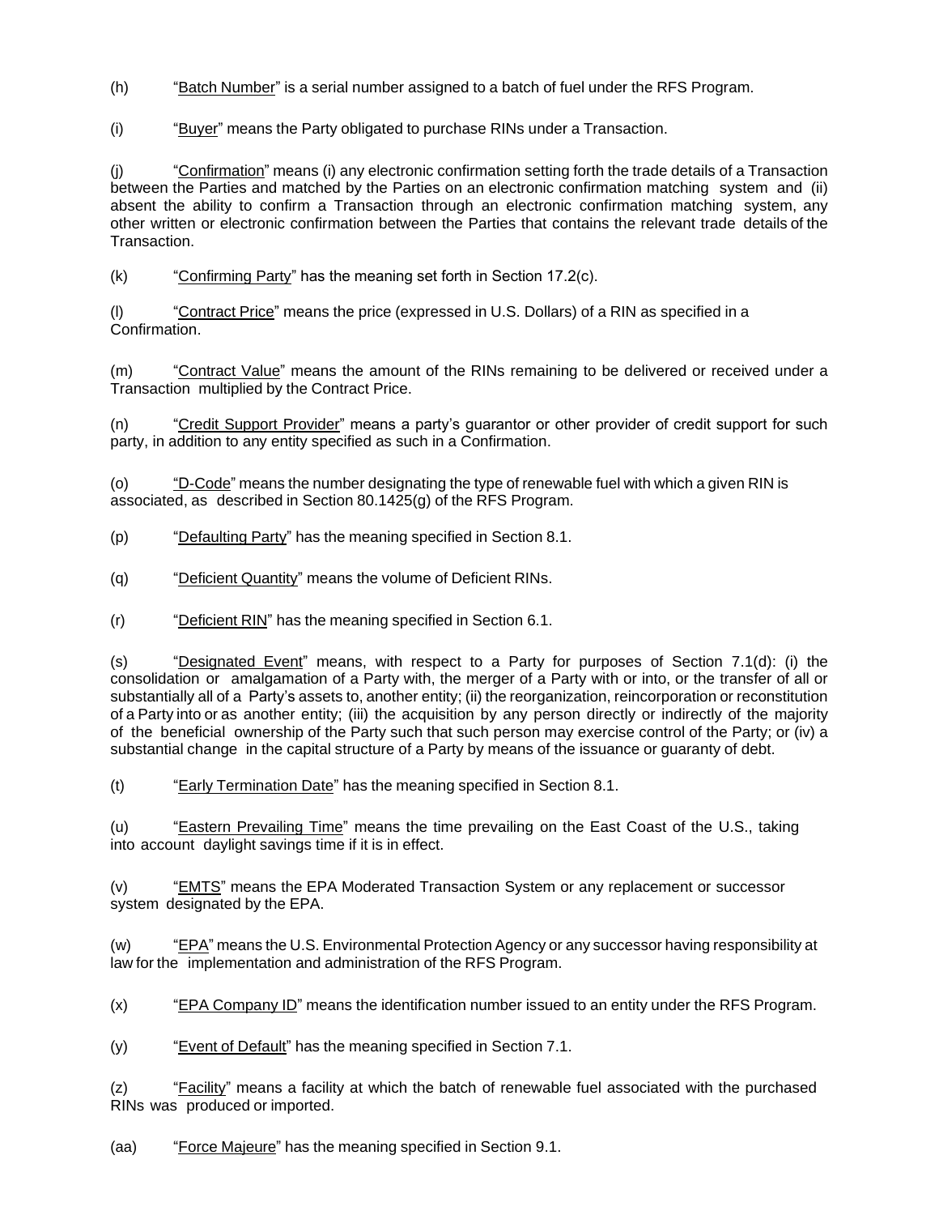(h) "Batch Number" is a serial number assigned to a batch of fuel under the RFS Program.

(i) "Buyer" means the Party obligated to purchase RINs under a Transaction.

(j) "Confirmation" means (i) any electronic confirmation setting forth the trade details of a Transaction between the Parties and matched by the Parties on an electronic confirmation matching system and (ii) absent the ability to confirm a Transaction through an electronic confirmation matching system, any other written or electronic confirmation between the Parties that contains the relevant trade details of the Transaction.

(k) "Confirming Party" has the meaning set forth in Section 17.2(c).

(l) "Contract Price" means the price (expressed in U.S. Dollars) of a RIN as specified in a Confirmation.

(m) "Contract Value" means the amount of the RINs remaining to be delivered or received under a Transaction multiplied by the Contract Price.

(n) "Credit Support Provider" means a party's guarantor or other provider of credit support for such party, in addition to any entity specified as such in a Confirmation.

(o) "D-Code" means the number designating the type of renewable fuel with which a given RIN is associated, as described in Section 80.1425(g) of the RFS Program.

(p) "Defaulting Party" has the meaning specified in Section 8.1.

(q) "Deficient Quantity" means the volume of Deficient RINs.

(r) "Deficient RIN" has the meaning specified in Section 6.1.

(s) "Designated Event" means, with respect to a Party for purposes of Section 7.1(d): (i) the consolidation or amalgamation of a Party with, the merger of a Party with or into, or the transfer of all or substantially all of a Party's assets to, another entity; (ii) the reorganization, reincorporation or reconstitution of a Party into or as another entity; (iii) the acquisition by any person directly or indirectly of the majority of the beneficial ownership of the Party such that such person may exercise control of the Party; or (iv) a substantial change in the capital structure of a Party by means of the issuance or guaranty of debt.

(t) "Early Termination Date" has the meaning specified in Section 8.1.

(u) "Eastern Prevailing Time" means the time prevailing on the East Coast of the U.S., taking into account daylight savings time if it is in effect.

(v) "EMTS" means the EPA Moderated Transaction System or any replacement or successor system designated by the EPA.

(w) "EPA" means the U.S. Environmental Protection Agency or any successor having responsibility at law for the implementation and administration of the RFS Program.

(x) "EPA Company ID" means the identification number issued to an entity under the RFS Program.

(y) "Event of Default" has the meaning specified in Section 7.1.

(z) "Facility" means a facility at which the batch of renewable fuel associated with the purchased RINs was produced or imported.

(aa) "Force Majeure" has the meaning specified in Section 9.1.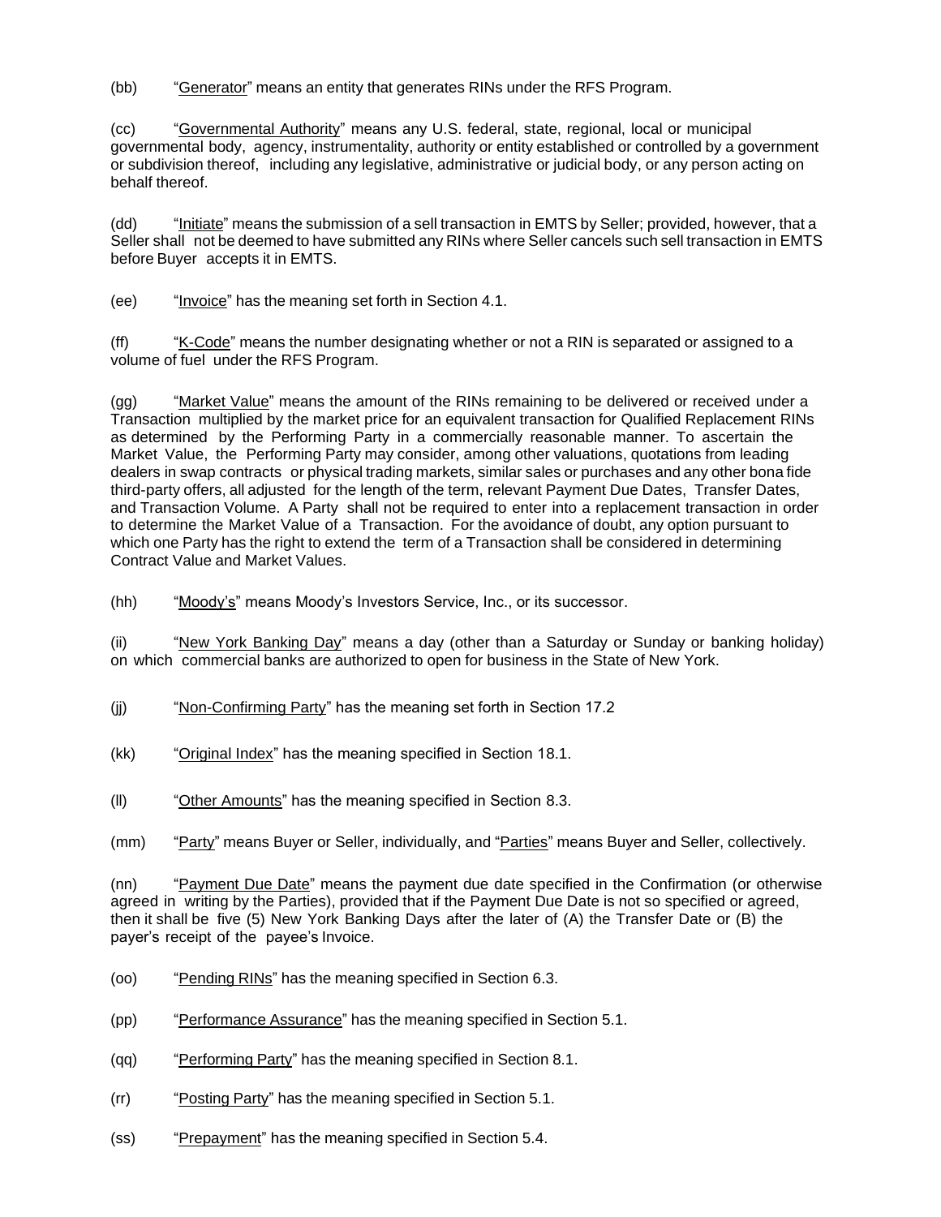(bb) "Generator" means an entity that generates RINs under the RFS Program.

(cc) "Governmental Authority" means any U.S. federal, state, regional, local or municipal governmental body, agency, instrumentality, authority or entity established or controlled by a government or subdivision thereof, including any legislative, administrative or judicial body, or any person acting on behalf thereof.

(dd) "Initiate" means the submission of a sell transaction in EMTS by Seller; provided, however, that a Seller shall not be deemed to have submitted any RINs where Seller cancels such sell transaction in EMTS before Buyer accepts it in EMTS.

(ee) "Invoice" has the meaning set forth in Section 4.1.

(ff) "K-Code" means the number designating whether or not a RIN is separated or assigned to a volume of fuel under the RFS Program.

(gg) "Market Value" means the amount of the RINs remaining to be delivered or received under a Transaction multiplied by the market price for an equivalent transaction for Qualified Replacement RINs as determined by the Performing Party in a commercially reasonable manner. To ascertain the Market Value, the Performing Party may consider, among other valuations, quotations from leading dealers in swap contracts or physical trading markets, similar sales or purchases and any other bona fide third-party offers, all adjusted for the length of the term, relevant Payment Due Dates, Transfer Dates, and Transaction Volume. A Party shall not be required to enter into a replacement transaction in order to determine the Market Value of a Transaction. For the avoidance of doubt, any option pursuant to which one Party has the right to extend the term of a Transaction shall be considered in determining Contract Value and Market Values.

(hh) "Moody's" means Moody's Investors Service, Inc., or its successor.

(ii) "New York Banking Day" means a day (other than a Saturday or Sunday or banking holiday) on which commercial banks are authorized to open for business in the State of New York.

(jj) "Non-Confirming Party" has the meaning set forth in Section 17.2

(kk) "Original Index" has the meaning specified in Section 18.1.

(ll) "Other Amounts" has the meaning specified in Section 8.3.

(mm) "Party" means Buyer or Seller, individually, and "Parties" means Buyer and Seller, collectively.

(nn) "Payment Due Date" means the payment due date specified in the Confirmation (or otherwise agreed in writing by the Parties), provided that if the Payment Due Date is not so specified or agreed, then it shall be five (5) New York Banking Days after the later of (A) the Transfer Date or (B) the payer's receipt of the payee's Invoice.

(oo) "Pending RINs" has the meaning specified in Section 6.3.

(pp) "Performance Assurance" has the meaning specified in Section 5.1.

(qq) "Performing Party" has the meaning specified in Section 8.1.

(rr) "Posting Party" has the meaning specified in Section 5.1.

(ss) "Prepayment" has the meaning specified in Section 5.4.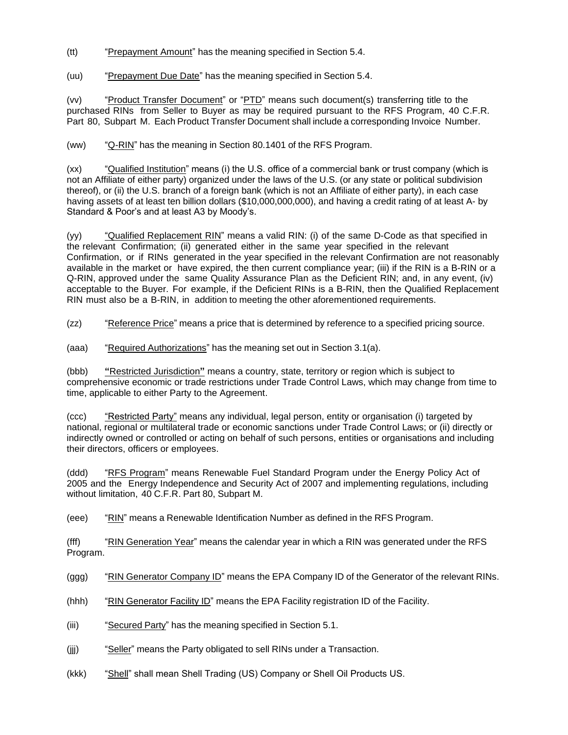(tt) "Prepayment Amount" has the meaning specified in Section 5.4.

(uu) "Prepayment Due Date" has the meaning specified in Section 5.4.

(vv) "Product Transfer Document" or "PTD" means such document(s) transferring title to the purchased RINs from Seller to Buyer as may be required pursuant to the RFS Program, 40 C.F.R. Part 80, Subpart M. Each Product Transfer Document shall include a corresponding Invoice Number.

(ww) "Q-RIN" has the meaning in Section 80.1401 of the RFS Program.

(xx) "Qualified Institution" means (i) the U.S. office of a commercial bank or trust company (which is not an Affiliate of either party) organized under the laws of the U.S. (or any state or political subdivision thereof), or (ii) the U.S. branch of a foreign bank (which is not an Affiliate of either party), in each case having assets of at least ten billion dollars ($10,000,000,000), and having a credit rating of at least A- by Standard & Poor's and at least A3 by Moody's.

(yy) "Qualified Replacement RIN" means a valid RIN: (i) of the same D-Code as that specified in the relevant Confirmation; (ii) generated either in the same year specified in the relevant Confirmation, or if RINs generated in the year specified in the relevant Confirmation are not reasonably available in the market or have expired, the then current compliance year; (iii) if the RIN is a B-RIN or a Q-RIN, approved under the same Quality Assurance Plan as the Deficient RIN; and, in any event, (iv) acceptable to the Buyer. For example, if the Deficient RINs is a B-RIN, then the Qualified Replacement RIN must also be a B-RIN, in addition to meeting the other aforementioned requirements.

(zz) "Reference Price" means a price that is determined by reference to a specified pricing source.

(aaa) "Required Authorizations" has the meaning set out in Section 3.1(a).

(bbb) **"**Restricted Jurisdiction**"** means a country, state, territory or region which is subject to comprehensive economic or trade restrictions under Trade Control Laws, which may change from time to time, applicable to either Party to the Agreement.

(ccc) "Restricted Party" means any individual, legal person, entity or organisation (i) targeted by national, regional or multilateral trade or economic sanctions under Trade Control Laws; or (ii) directly or indirectly owned or controlled or acting on behalf of such persons, entities or organisations and including their directors, officers or employees.

(ddd) "RFS Program" means Renewable Fuel Standard Program under the Energy Policy Act of 2005 and the Energy Independence and Security Act of 2007 and implementing regulations, including without limitation, 40 C.F.R. Part 80, Subpart M.

(eee) "RIN" means a Renewable Identification Number as defined in the RFS Program.

(fff) "RIN Generation Year" means the calendar year in which a RIN was generated under the RFS Program.

(ggg) "RIN Generator Company ID" means the EPA Company ID of the Generator of the relevant RINs.

(hhh) "RIN Generator Facility ID" means the EPA Facility registration ID of the Facility.

(iii) "Secured Party" has the meaning specified in Section 5.1.

(jjj) "Seller" means the Party obligated to sell RINs under a Transaction.

(kkk) "Shell" shall mean Shell Trading (US) Company or Shell Oil Products US.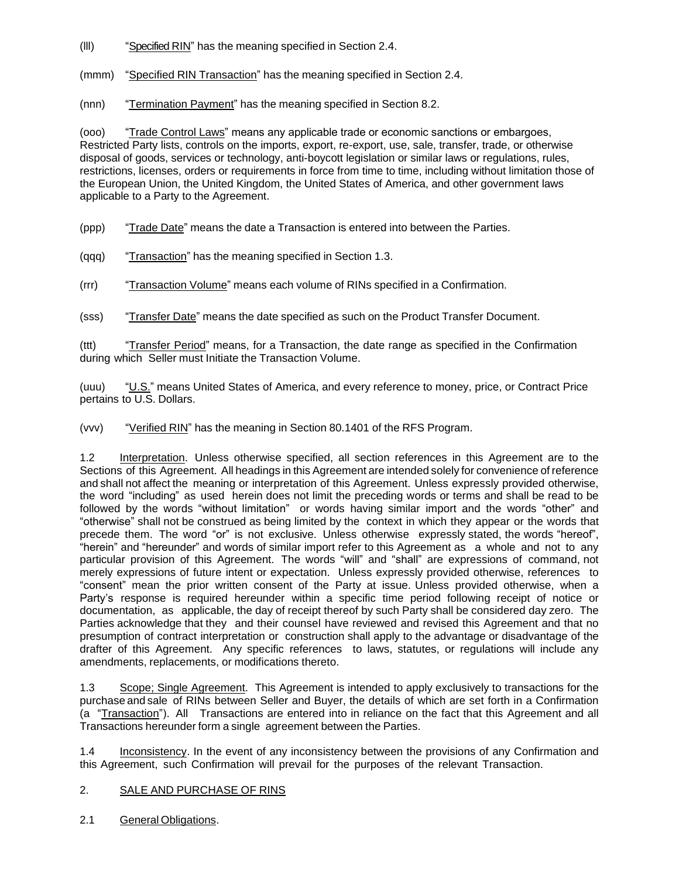(lll) "Specified RIN" has the meaning specified in Section 2.4.

(mmm) "Specified RIN Transaction" has the meaning specified in Section 2.4.

(nnn) "Termination Payment" has the meaning specified in Section 8.2.

(ooo) "Trade Control Laws" means any applicable trade or economic sanctions or embargoes, Restricted Party lists, controls on the imports, export, re-export, use, sale, transfer, trade, or otherwise disposal of goods, services or technology, anti-boycott legislation or similar laws or regulations, rules, restrictions, licenses, orders or requirements in force from time to time, including without limitation those of the European Union, the United Kingdom, the United States of America, and other government laws applicable to a Party to the Agreement.

(ppp) "Trade Date" means the date a Transaction is entered into between the Parties.

(qqq) "Transaction" has the meaning specified in Section 1.3.

(rrr) "Transaction Volume" means each volume of RINs specified in a Confirmation.

(sss) "Transfer Date" means the date specified as such on the Product Transfer Document.

(ttt) "Transfer Period" means, for a Transaction, the date range as specified in the Confirmation during which Seller must Initiate the Transaction Volume.

(uuu) "U.S." means United States of America, and every reference to money, price, or Contract Price pertains to U.S. Dollars.

(vvv) "Verified RIN" has the meaning in Section 80.1401 of the RFS Program.

1.2 Interpretation. Unless otherwise specified, all section references in this Agreement are to the Sections of this Agreement. All headings in this Agreement are intended solely for convenience of reference and shall not affect the meaning or interpretation of this Agreement. Unless expressly provided otherwise, the word "including" as used herein does not limit the preceding words or terms and shall be read to be followed by the words "without limitation" or words having similar import and the words "other" and "otherwise" shall not be construed as being limited by the context in which they appear or the words that precede them. The word "or" is not exclusive. Unless otherwise expressly stated, the words "hereof", "herein" and "hereunder" and words of similar import refer to this Agreement as a whole and not to any particular provision of this Agreement. The words "will" and "shall" are expressions of command, not merely expressions of future intent or expectation. Unless expressly provided otherwise, references to "consent" mean the prior written consent of the Party at issue. Unless provided otherwise, when a Party's response is required hereunder within a specific time period following receipt of notice or documentation, as applicable, the day of receipt thereof by such Party shall be considered day zero. The Parties acknowledge that they and their counsel have reviewed and revised this Agreement and that no presumption of contract interpretation or construction shall apply to the advantage or disadvantage of the drafter of this Agreement. Any specific references to laws, statutes, or regulations will include any amendments, replacements, or modifications thereto.

1.3 Scope; Single Agreement. This Agreement is intended to apply exclusively to transactions for the purchase and sale of RINs between Seller and Buyer, the details of which are set forth in a Confirmation (a "Transaction"). All Transactions are entered into in reliance on the fact that this Agreement and all Transactions hereunder form a single agreement between the Parties.

1.4 Inconsistency. In the event of any inconsistency between the provisions of any Confirmation and this Agreement, such Confirmation will prevail for the purposes of the relevant Transaction.

## 2. SALE AND PURCHASE OF RINS

2.1 General Obligations.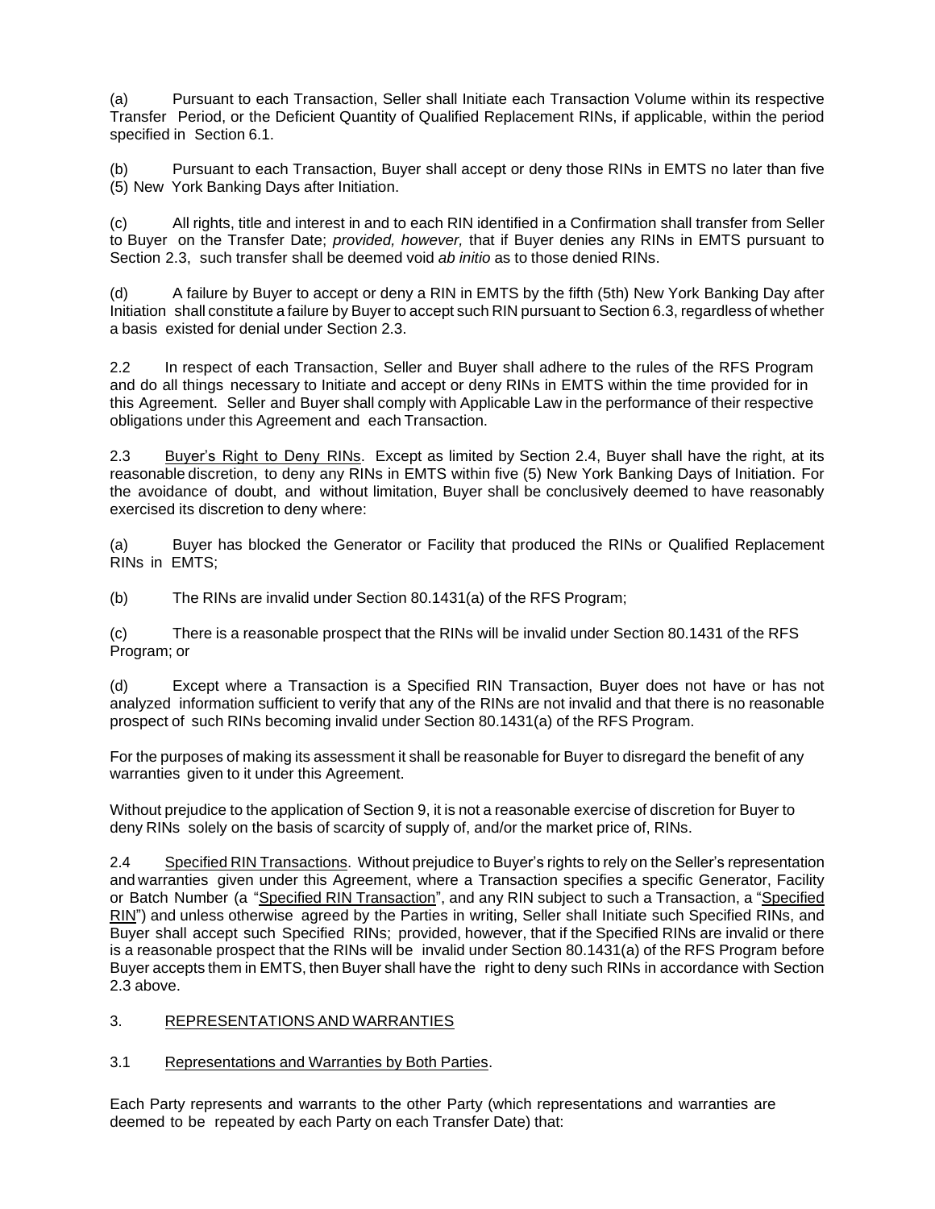(a) Pursuant to each Transaction, Seller shall Initiate each Transaction Volume within its respective Transfer Period, or the Deficient Quantity of Qualified Replacement RINs, if applicable, within the period specified in Section 6.1.

(b) Pursuant to each Transaction, Buyer shall accept or deny those RINs in EMTS no later than five (5) New York Banking Days after Initiation.

(c) All rights, title and interest in and to each RIN identified in a Confirmation shall transfer from Seller to Buyer on the Transfer Date; *provided, however,* that if Buyer denies any RINs in EMTS pursuant to Section 2.3, such transfer shall be deemed void *ab initio* as to those denied RINs.

(d) A failure by Buyer to accept or deny a RIN in EMTS by the fifth (5th) New York Banking Day after Initiation shall constitute a failure by Buyer to accept such RIN pursuant to Section 6.3, regardless of whether a basis existed for denial under Section 2.3.

2.2 In respect of each Transaction, Seller and Buyer shall adhere to the rules of the RFS Program and do all things necessary to Initiate and accept or deny RINs in EMTS within the time provided for in this Agreement. Seller and Buyer shall comply with Applicable Law in the performance of their respective obligations under this Agreement and each Transaction.

2.3 <u>Buyer's Right to Deny RINs</u>. Except as limited by Section 2.4, Buyer shall have the right, at its reasonable discretion, to deny any RINs in EMTS within five (5) New York Banking Days of Initiation. For the avoidance of doubt, and without limitation, Buyer shall be conclusively deemed to have reasonably exercised its discretion to deny where:

(a) Buyer has blocked the Generator or Facility that produced the RINs or Qualified Replacement RINs in EMTS;

(b) The RINs are invalid under Section 80.1431(a) of the RFS Program;

(c) There is a reasonable prospect that the RINs will be invalid under Section 80.1431 of the RFS Program; or

(d) Except where a Transaction is a Specified RIN Transaction, Buyer does not have or has not analyzed information sufficient to verify that any of the RINs are not invalid and that there is no reasonable prospect of such RINs becoming invalid under Section 80.1431(a) of the RFS Program.

For the purposes of making its assessment it shall be reasonable for Buyer to disregard the benefit of any warranties given to it under this Agreement.

Without prejudice to the application of Section 9, it is not a reasonable exercise of discretion for Buyer to deny RINs solely on the basis of scarcity of supply of, and/or the market price of, RINs.

2.4 <u>Specified RIN Transactions</u>. Without prejudice to Buyer's rights to rely on the Seller's representation and warranties given under this Agreement, where a Transaction specifies a specific Generator, Facility or Batch Number (a "<u>Specified RIN Transaction</u>", and any RIN subject to such a Transaction, a "<u>Specified RIN</u>") and unless otherwise agreed by the Parties in writing, Seller shall Initiate such Specified RINs, and Buyer shall accept such Specified RINs; provided, however, that if the Specified RINs are invalid or there is a reasonable prospect that the RINs will be invalid under Section 80.1431(a) of the RFS Program before Buyer accepts them in EMTS, then Buyer shall have the right to deny such RINs in accordance with Section 2.3 above.

3. <u>REPRESENTATIONS AND WARRANTIES</u>

3.1 <u>Representations and Warranties by Both Parties</u>.

Each Party represents and warrants to the other Party (which representations and warranties are deemed to be repeated by each Party on each Transfer Date) that: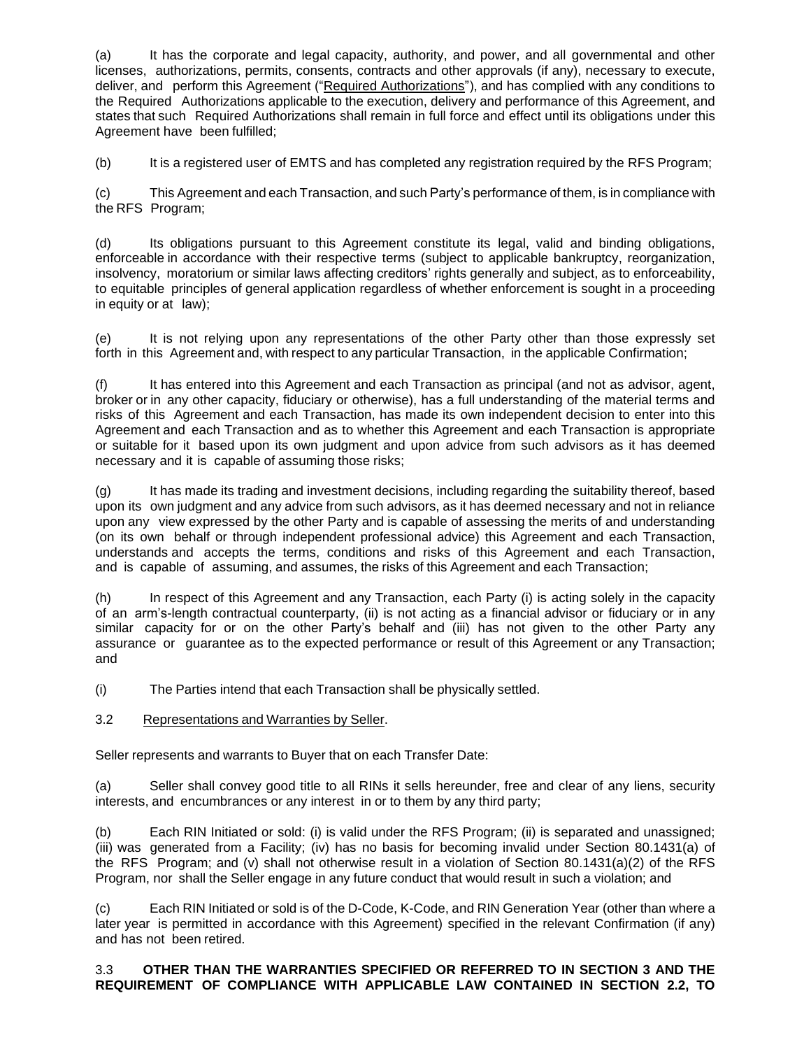(a) It has the corporate and legal capacity, authority, and power, and all governmental and other licenses, authorizations, permits, consents, contracts and other approvals (if any), necessary to execute, deliver, and perform this Agreement ("Required Authorizations"), and has complied with any conditions to the Required Authorizations applicable to the execution, delivery and performance of this Agreement, and states that such Required Authorizations shall remain in full force and effect until its obligations under this Agreement have been fulfilled;

(b) It is a registered user of EMTS and has completed any registration required by the RFS Program;

(c) This Agreement and each Transaction, and such Party's performance of them, is in compliance with the RFS Program;

(d) Its obligations pursuant to this Agreement constitute its legal, valid and binding obligations, enforceable in accordance with their respective terms (subject to applicable bankruptcy, reorganization, insolvency, moratorium or similar laws affecting creditors' rights generally and subject, as to enforceability, to equitable principles of general application regardless of whether enforcement is sought in a proceeding in equity or at law);

(e) It is not relying upon any representations of the other Party other than those expressly set forth in this Agreement and, with respect to any particular Transaction, in the applicable Confirmation;

(f) It has entered into this Agreement and each Transaction as principal (and not as advisor, agent, broker or in any other capacity, fiduciary or otherwise), has a full understanding of the material terms and risks of this Agreement and each Transaction, has made its own independent decision to enter into this Agreement and each Transaction and as to whether this Agreement and each Transaction is appropriate or suitable for it based upon its own judgment and upon advice from such advisors as it has deemed necessary and it is capable of assuming those risks;

(g) It has made its trading and investment decisions, including regarding the suitability thereof, based upon its own judgment and any advice from such advisors, as it has deemed necessary and not in reliance upon any view expressed by the other Party and is capable of assessing the merits of and understanding (on its own behalf or through independent professional advice) this Agreement and each Transaction, understands and accepts the terms, conditions and risks of this Agreement and each Transaction, and is capable of assuming, and assumes, the risks of this Agreement and each Transaction;

(h) In respect of this Agreement and any Transaction, each Party (i) is acting solely in the capacity of an arm's-length contractual counterparty, (ii) is not acting as a financial advisor or fiduciary or in any similar capacity for or on the other Party's behalf and (iii) has not given to the other Party any assurance or guarantee as to the expected performance or result of this Agreement or any Transaction; and

(i) The Parties intend that each Transaction shall be physically settled.

3.2 Representations and Warranties by Seller.

Seller represents and warrants to Buyer that on each Transfer Date:

(a) Seller shall convey good title to all RINs it sells hereunder, free and clear of any liens, security interests, and encumbrances or any interest in or to them by any third party;

(b) Each RIN Initiated or sold: (i) is valid under the RFS Program; (ii) is separated and unassigned; (iii) was generated from a Facility; (iv) has no basis for becoming invalid under Section 80.1431(a) of the RFS Program; and (v) shall not otherwise result in a violation of Section 80.1431(a)(2) of the RFS Program, nor shall the Seller engage in any future conduct that would result in such a violation; and

(c) Each RIN Initiated or sold is of the D-Code, K-Code, and RIN Generation Year (other than where a later year is permitted in accordance with this Agreement) specified in the relevant Confirmation (if any) and has not been retired.

3.3 **OTHER THAN THE WARRANTIES SPECIFIED OR REFERRED TO IN SECTION 3 AND THE REQUIREMENT OF COMPLIANCE WITH APPLICABLE LAW CONTAINED IN SECTION 2.2, TO**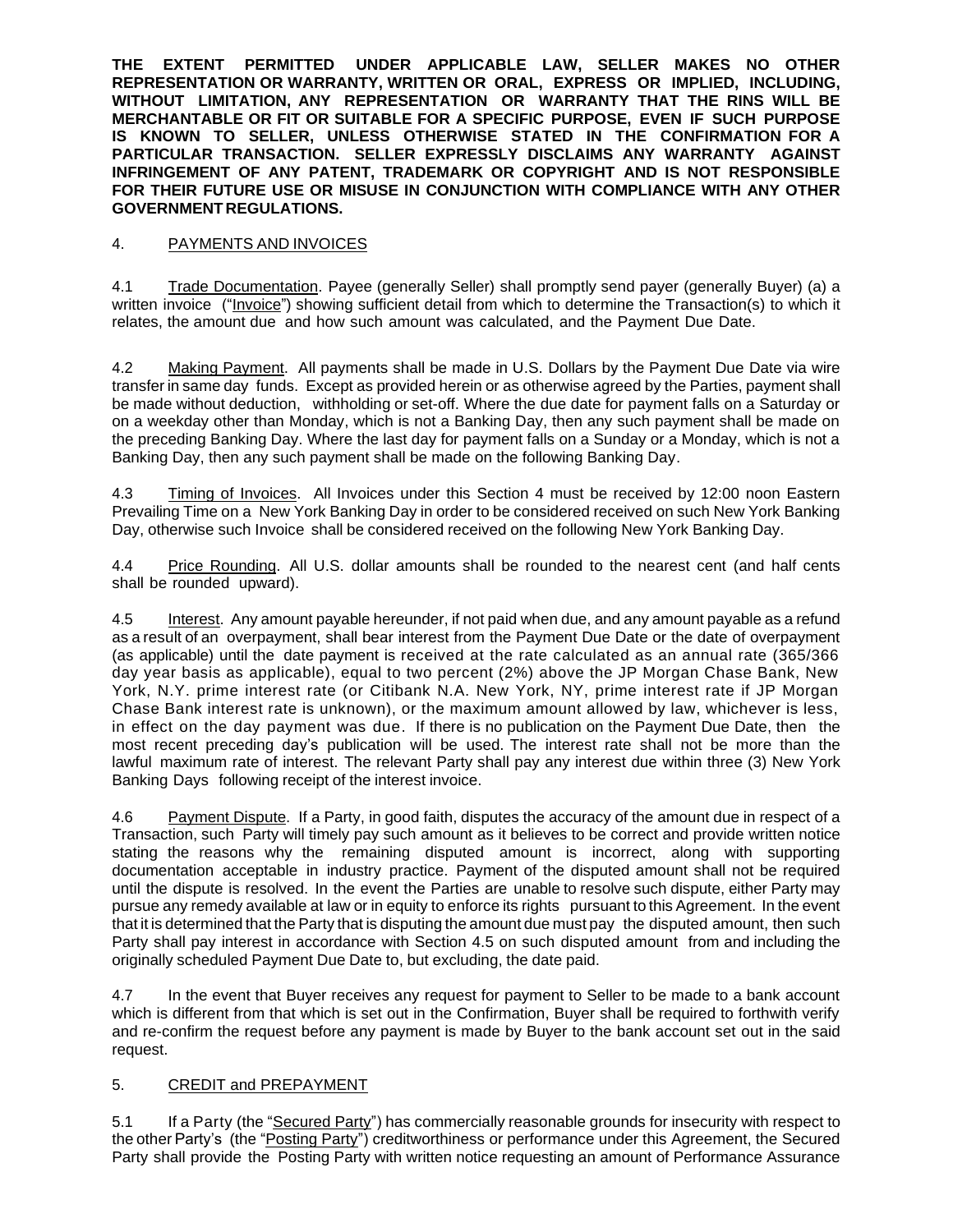**THE EXTENT PERMITTED UNDER APPLICABLE LAW, SELLER MAKES NO OTHER REPRESENTATION OR WARRANTY, WRITTEN OR ORAL, EXPRESS OR IMPLIED, INCLUDING, WITHOUT LIMITATION, ANY REPRESENTATION OR WARRANTY THAT THE RINS WILL BE MERCHANTABLE OR FIT OR SUITABLE FOR A SPECIFIC PURPOSE, EVEN IF SUCH PURPOSE IS KNOWN TO SELLER, UNLESS OTHERWISE STATED IN THE CONFIRMATION FOR A PARTICULAR TRANSACTION. SELLER EXPRESSLY DISCLAIMS ANY WARRANTY AGAINST INFRINGEMENT OF ANY PATENT, TRADEMARK OR COPYRIGHT AND IS NOT RESPONSIBLE FOR THEIR FUTURE USE OR MISUSE IN CONJUNCTION WITH COMPLIANCE WITH ANY OTHER GOVERNMENT REGULATIONS.**

4. PAYMENTS AND INVOICES

4.1 Trade Documentation. Payee (generally Seller) shall promptly send payer (generally Buyer) (a) a written invoice ("Invoice") showing sufficient detail from which to determine the Transaction(s) to which it relates, the amount due and how such amount was calculated, and the Payment Due Date.

4.2 Making Payment. All payments shall be made in U.S. Dollars by the Payment Due Date via wire transfer in same day funds. Except as provided herein or as otherwise agreed by the Parties, payment shall be made without deduction, withholding or set-off. Where the due date for payment falls on a Saturday or on a weekday other than Monday, which is not a Banking Day, then any such payment shall be made on the preceding Banking Day. Where the last day for payment falls on a Sunday or a Monday, which is not a Banking Day, then any such payment shall be made on the following Banking Day.

4.3 Timing of Invoices. All Invoices under this Section 4 must be received by 12:00 noon Eastern Prevailing Time on a New York Banking Day in order to be considered received on such New York Banking Day, otherwise such Invoice shall be considered received on the following New York Banking Day.

4.4 Price Rounding. All U.S. dollar amounts shall be rounded to the nearest cent (and half cents shall be rounded upward).

4.5 Interest. Any amount payable hereunder, if not paid when due, and any amount payable as a refund as a result of an overpayment, shall bear interest from the Payment Due Date or the date of overpayment (as applicable) until the date payment is received at the rate calculated as an annual rate (365/366 day year basis as applicable), equal to two percent (2%) above the JP Morgan Chase Bank, New York, N.Y. prime interest rate (or Citibank N.A. New York, NY, prime interest rate if JP Morgan Chase Bank interest rate is unknown), or the maximum amount allowed by law, whichever is less, in effect on the day payment was due. If there is no publication on the Payment Due Date, then the most recent preceding day's publication will be used. The interest rate shall not be more than the lawful maximum rate of interest. The relevant Party shall pay any interest due within three (3) New York Banking Days following receipt of the interest invoice.

4.6 Payment Dispute. If a Party, in good faith, disputes the accuracy of the amount due in respect of a Transaction, such Party will timely pay such amount as it believes to be correct and provide written notice stating the reasons why the remaining disputed amount is incorrect, along with supporting documentation acceptable in industry practice. Payment of the disputed amount shall not be required until the dispute is resolved. In the event the Parties are unable to resolve such dispute, either Party may pursue any remedy available at law or in equity to enforce its rights pursuant to this Agreement. In the event that it is determined that the Party that is disputing the amount due must pay the disputed amount, then such Party shall pay interest in accordance with Section 4.5 on such disputed amount from and including the originally scheduled Payment Due Date to, but excluding, the date paid.

4.7 In the event that Buyer receives any request for payment to Seller to be made to a bank account which is different from that which is set out in the Confirmation, Buyer shall be required to forthwith verify and re-confirm the request before any payment is made by Buyer to the bank account set out in the said request.

5. CREDIT and PREPAYMENT

5.1 If a Party (the "Secured Party") has commercially reasonable grounds for insecurity with respect to the other Party's (the "Posting Party") creditworthiness or performance under this Agreement, the Secured Party shall provide the Posting Party with written notice requesting an amount of Performance Assurance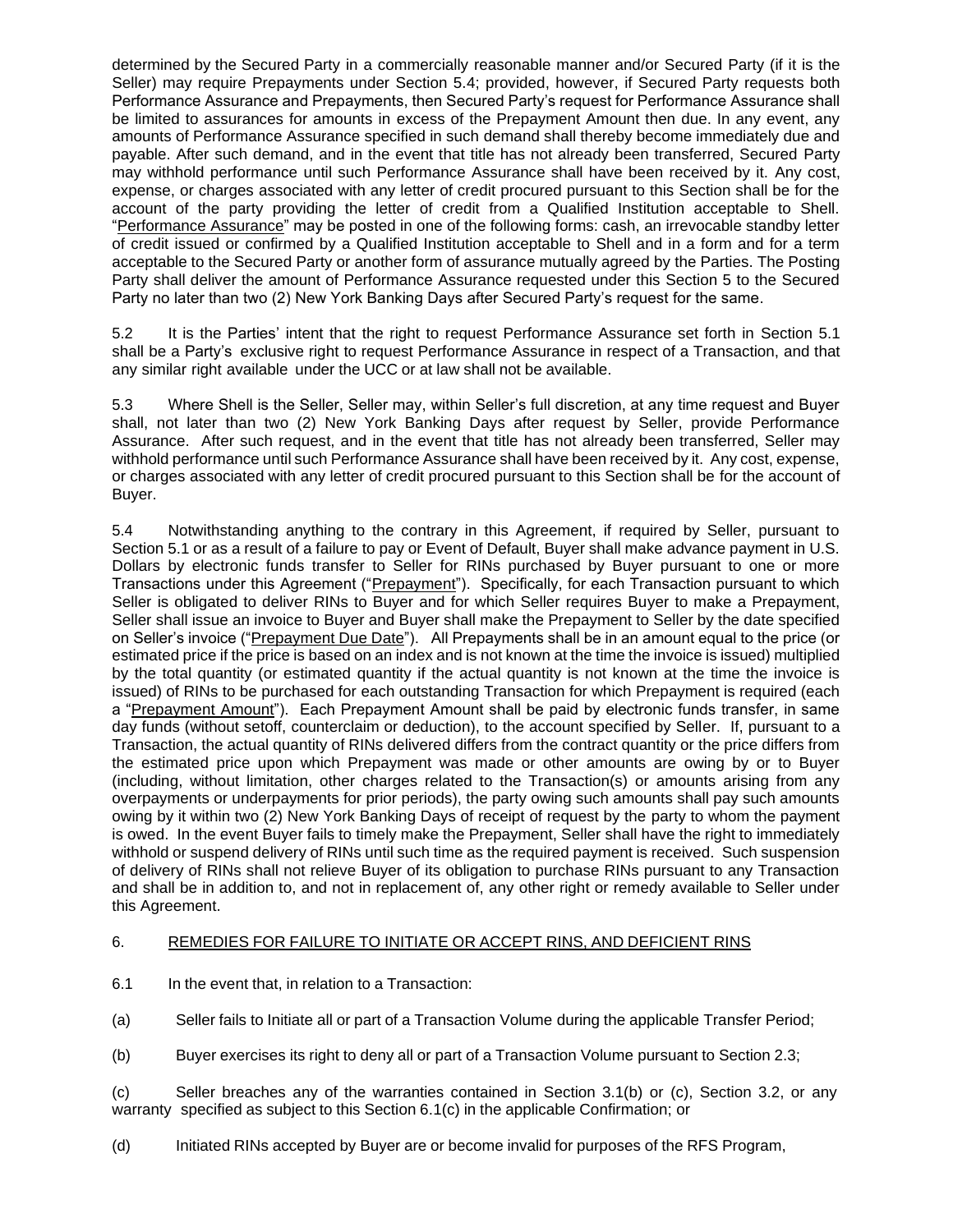determined by the Secured Party in a commercially reasonable manner and/or Secured Party (if it is the Seller) may require Prepayments under Section 5.4; provided, however, if Secured Party requests both Performance Assurance and Prepayments, then Secured Party's request for Performance Assurance shall be limited to assurances for amounts in excess of the Prepayment Amount then due. In any event, any amounts of Performance Assurance specified in such demand shall thereby become immediately due and payable. After such demand, and in the event that title has not already been transferred, Secured Party may withhold performance until such Performance Assurance shall have been received by it. Any cost, expense, or charges associated with any letter of credit procured pursuant to this Section shall be for the account of the party providing the letter of credit from a Qualified Institution acceptable to Shell. "<u>Performance Assurance</u>" may be posted in one of the following forms: cash, an irrevocable standby letter of credit issued or confirmed by a Qualified Institution acceptable to Shell and in a form and for a term acceptable to the Secured Party or another form of assurance mutually agreed by the Parties. The Posting Party shall deliver the amount of Performance Assurance requested under this Section 5 to the Secured Party no later than two (2) New York Banking Days after Secured Party's request for the same.

5.2 It is the Parties' intent that the right to request Performance Assurance set forth in Section 5.1 shall be a Party's exclusive right to request Performance Assurance in respect of a Transaction, and that any similar right available under the UCC or at law shall not be available.

5.3 Where Shell is the Seller, Seller may, within Seller's full discretion, at any time request and Buyer shall, not later than two (2) New York Banking Days after request by Seller, provide Performance Assurance. After such request, and in the event that title has not already been transferred, Seller may withhold performance until such Performance Assurance shall have been received by it. Any cost, expense, or charges associated with any letter of credit procured pursuant to this Section shall be for the account of Buyer.

5.4 Notwithstanding anything to the contrary in this Agreement, if required by Seller, pursuant to Section 5.1 or as a result of a failure to pay or Event of Default, Buyer shall make advance payment in U.S. Dollars by electronic funds transfer to Seller for RINs purchased by Buyer pursuant to one or more Transactions under this Agreement ("<u>Prepayment</u>"). Specifically, for each Transaction pursuant to which Seller is obligated to deliver RINs to Buyer and for which Seller requires Buyer to make a Prepayment, Seller shall issue an invoice to Buyer and Buyer shall make the Prepayment to Seller by the date specified on Seller's invoice ("<u>Prepayment Due Date</u>"). All Prepayments shall be in an amount equal to the price (or estimated price if the price is based on an index and is not known at the time the invoice is issued) multiplied by the total quantity (or estimated quantity if the actual quantity is not known at the time the invoice is issued) of RINs to be purchased for each outstanding Transaction for which Prepayment is required (each a "<u>Prepayment Amount</u>"). Each Prepayment Amount shall be paid by electronic funds transfer, in same day funds (without setoff, counterclaim or deduction), to the account specified by Seller. If, pursuant to a Transaction, the actual quantity of RINs delivered differs from the contract quantity or the price differs from the estimated price upon which Prepayment was made or other amounts are owing by or to Buyer (including, without limitation, other charges related to the Transaction(s) or amounts arising from any overpayments or underpayments for prior periods), the party owing such amounts shall pay such amounts owing by it within two (2) New York Banking Days of receipt of request by the party to whom the payment is owed. In the event Buyer fails to timely make the Prepayment, Seller shall have the right to immediately withhold or suspend delivery of RINs until such time as the required payment is received. Such suspension of delivery of RINs shall not relieve Buyer of its obligation to purchase RINs pursuant to any Transaction and shall be in addition to, and not in replacement of, any other right or remedy available to Seller under this Agreement.

6. <u>REMEDIES FOR FAILURE TO INITIATE OR ACCEPT RINS, AND DEFICIENT RINS</u>

6.1 In the event that, in relation to a Transaction:

(a) Seller fails to Initiate all or part of a Transaction Volume during the applicable Transfer Period;

(b) Buyer exercises its right to deny all or part of a Transaction Volume pursuant to Section 2.3;

(c) Seller breaches any of the warranties contained in Section 3.1(b) or (c), Section 3.2, or any warranty specified as subject to this Section 6.1(c) in the applicable Confirmation; or

(d) Initiated RINs accepted by Buyer are or become invalid for purposes of the RFS Program,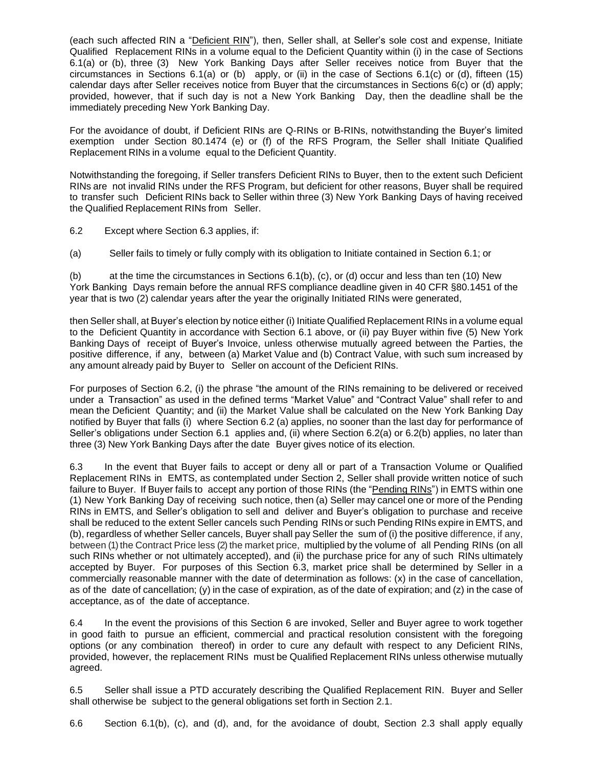(each such affected RIN a "Deficient RIN"), then, Seller shall, at Seller's sole cost and expense, Initiate Qualified Replacement RINs in a volume equal to the Deficient Quantity within (i) in the case of Sections 6.1(a) or (b), three (3) New York Banking Days after Seller receives notice from Buyer that the circumstances in Sections 6.1(a) or (b) apply, or (ii) in the case of Sections 6.1(c) or (d), fifteen (15) calendar days after Seller receives notice from Buyer that the circumstances in Sections 6(c) or (d) apply; provided, however, that if such day is not a New York Banking Day, then the deadline shall be the immediately preceding New York Banking Day.

For the avoidance of doubt, if Deficient RINs are Q-RINs or B-RINs, notwithstanding the Buyer's limited exemption under Section 80.1474 (e) or (f) of the RFS Program, the Seller shall Initiate Qualified Replacement RINs in a volume equal to the Deficient Quantity.

Notwithstanding the foregoing, if Seller transfers Deficient RINs to Buyer, then to the extent such Deficient RINs are not invalid RINs under the RFS Program, but deficient for other reasons, Buyer shall be required to transfer such Deficient RINs back to Seller within three (3) New York Banking Days of having received the Qualified Replacement RINs from Seller.

6.2 Except where Section 6.3 applies, if:

(a) Seller fails to timely or fully comply with its obligation to Initiate contained in Section 6.1; or

(b) at the time the circumstances in Sections 6.1(b), (c), or (d) occur and less than ten (10) New York Banking Days remain before the annual RFS compliance deadline given in 40 CFR §80.1451 of the year that is two (2) calendar years after the year the originally Initiated RINs were generated,

then Seller shall, at Buyer's election by notice either (i) Initiate Qualified Replacement RINs in a volume equal to the Deficient Quantity in accordance with Section 6.1 above, or (ii) pay Buyer within five (5) New York Banking Days of receipt of Buyer's Invoice, unless otherwise mutually agreed between the Parties, the positive difference, if any, between (a) Market Value and (b) Contract Value, with such sum increased by any amount already paid by Buyer to Seller on account of the Deficient RINs.

For purposes of Section 6.2, (i) the phrase "the amount of the RINs remaining to be delivered or received under a Transaction" as used in the defined terms "Market Value" and "Contract Value" shall refer to and mean the Deficient Quantity; and (ii) the Market Value shall be calculated on the New York Banking Day notified by Buyer that falls (i) where Section 6.2 (a) applies, no sooner than the last day for performance of Seller's obligations under Section 6.1 applies and, (ii) where Section 6.2(a) or 6.2(b) applies, no later than three (3) New York Banking Days after the date Buyer gives notice of its election.

6.3 In the event that Buyer fails to accept or deny all or part of a Transaction Volume or Qualified Replacement RINs in EMTS, as contemplated under Section 2, Seller shall provide written notice of such failure to Buyer. If Buyer fails to accept any portion of those RINs (the "Pending RINs") in EMTS within one (1) New York Banking Day of receiving such notice, then (a) Seller may cancel one or more of the Pending RINs in EMTS, and Seller's obligation to sell and deliver and Buyer's obligation to purchase and receive shall be reduced to the extent Seller cancels such Pending RINs or such Pending RINs expire in EMTS, and (b), regardless of whether Seller cancels, Buyer shall pay Seller the sum of (i) the positive difference, if any, between (1) the Contract Price less (2) the market price, multiplied by the volume of all Pending RINs (on all such RINs whether or not ultimately accepted), and (ii) the purchase price for any of such RINs ultimately accepted by Buyer. For purposes of this Section 6.3, market price shall be determined by Seller in a commercially reasonable manner with the date of determination as follows: (x) in the case of cancellation, as of the date of cancellation; (y) in the case of expiration, as of the date of expiration; and (z) in the case of acceptance, as of the date of acceptance.

6.4 In the event the provisions of this Section 6 are invoked, Seller and Buyer agree to work together in good faith to pursue an efficient, commercial and practical resolution consistent with the foregoing options (or any combination thereof) in order to cure any default with respect to any Deficient RINs, provided, however, the replacement RINs must be Qualified Replacement RINs unless otherwise mutually agreed.

6.5 Seller shall issue a PTD accurately describing the Qualified Replacement RIN. Buyer and Seller shall otherwise be subject to the general obligations set forth in Section 2.1.

6.6 Section 6.1(b), (c), and (d), and, for the avoidance of doubt, Section 2.3 shall apply equally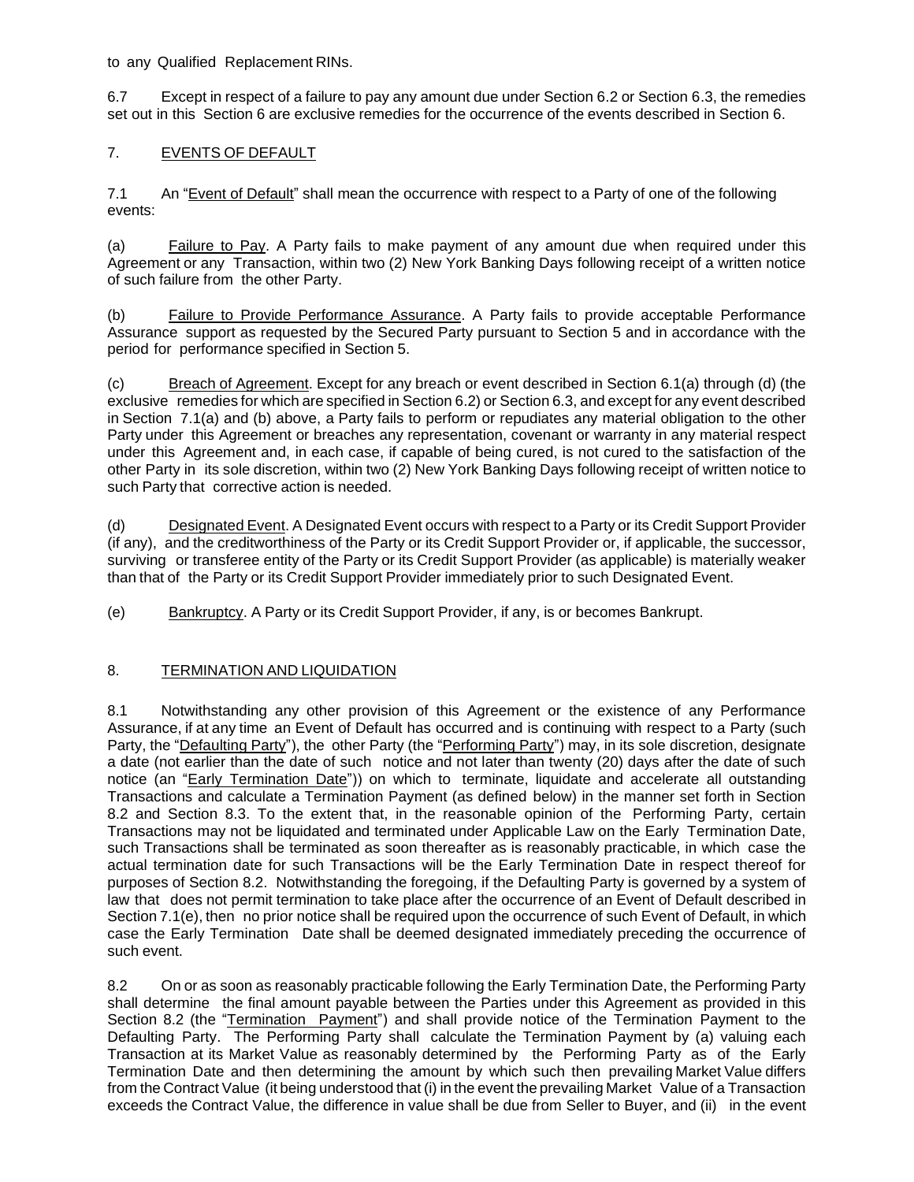to any Qualified Replacement RINs.

6.7 Except in respect of a failure to pay any amount due under Section 6.2 or Section 6.3, the remedies set out in this Section 6 are exclusive remedies for the occurrence of the events described in Section 6.

## 7. EVENTS OF DEFAULT

7.1 An "Event of Default" shall mean the occurrence with respect to a Party of one of the following events:

(a) Failure to Pay. A Party fails to make payment of any amount due when required under this Agreement or any Transaction, within two (2) New York Banking Days following receipt of a written notice of such failure from the other Party.

(b) Failure to Provide Performance Assurance. A Party fails to provide acceptable Performance Assurance support as requested by the Secured Party pursuant to Section 5 and in accordance with the period for performance specified in Section 5.

(c) Breach of Agreement. Except for any breach or event described in Section 6.1(a) through (d) (the exclusive remedies for which are specified in Section 6.2) or Section 6.3, and except for any event described in Section 7.1(a) and (b) above, a Party fails to perform or repudiates any material obligation to the other Party under this Agreement or breaches any representation, covenant or warranty in any material respect under this Agreement and, in each case, if capable of being cured, is not cured to the satisfaction of the other Party in its sole discretion, within two (2) New York Banking Days following receipt of written notice to such Party that corrective action is needed.

(d) Designated Event. A Designated Event occurs with respect to a Party or its Credit Support Provider (if any), and the creditworthiness of the Party or its Credit Support Provider or, if applicable, the successor, surviving or transferee entity of the Party or its Credit Support Provider (as applicable) is materially weaker than that of the Party or its Credit Support Provider immediately prior to such Designated Event.

(e) Bankruptcy. A Party or its Credit Support Provider, if any, is or becomes Bankrupt.

## 8. TERMINATION AND LIQUIDATION

8.1 Notwithstanding any other provision of this Agreement or the existence of any Performance Assurance, if at any time an Event of Default has occurred and is continuing with respect to a Party (such Party, the "Defaulting Party"), the other Party (the "Performing Party") may, in its sole discretion, designate a date (not earlier than the date of such notice and not later than twenty (20) days after the date of such notice (an "Early Termination Date")) on which to terminate, liquidate and accelerate all outstanding Transactions and calculate a Termination Payment (as defined below) in the manner set forth in Section 8.2 and Section 8.3. To the extent that, in the reasonable opinion of the Performing Party, certain Transactions may not be liquidated and terminated under Applicable Law on the Early Termination Date, such Transactions shall be terminated as soon thereafter as is reasonably practicable, in which case the actual termination date for such Transactions will be the Early Termination Date in respect thereof for purposes of Section 8.2. Notwithstanding the foregoing, if the Defaulting Party is governed by a system of law that does not permit termination to take place after the occurrence of an Event of Default described in Section 7.1(e), then no prior notice shall be required upon the occurrence of such Event of Default, in which case the Early Termination Date shall be deemed designated immediately preceding the occurrence of such event.

8.2 On or as soon as reasonably practicable following the Early Termination Date, the Performing Party shall determine the final amount payable between the Parties under this Agreement as provided in this Section 8.2 (the "Termination Payment") and shall provide notice of the Termination Payment to the Defaulting Party. The Performing Party shall calculate the Termination Payment by (a) valuing each Transaction at its Market Value as reasonably determined by the Performing Party as of the Early Termination Date and then determining the amount by which such then prevailing Market Value differs from the Contract Value (it being understood that (i) in the event the prevailing Market Value of a Transaction exceeds the Contract Value, the difference in value shall be due from Seller to Buyer, and (ii) in the event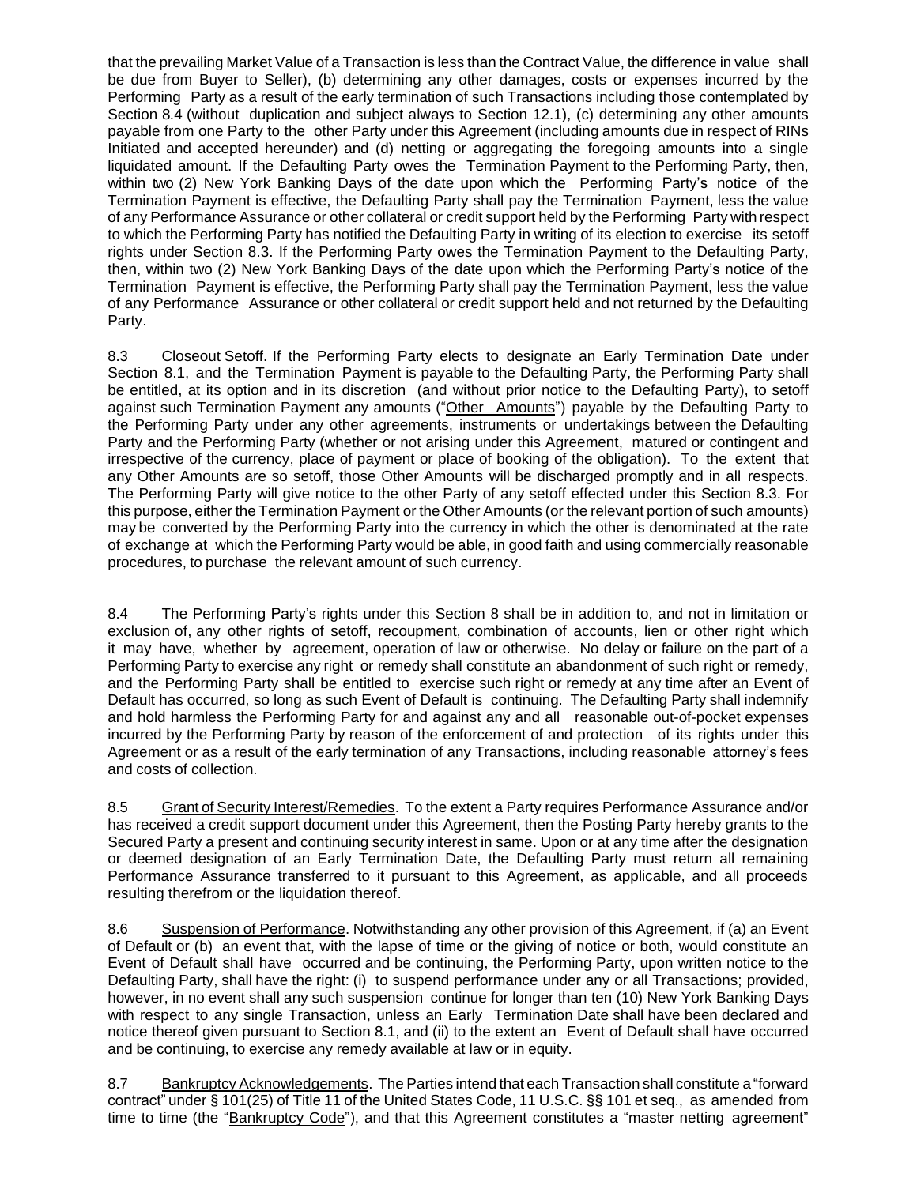that the prevailing Market Value of a Transaction is less than the Contract Value, the difference in value shall be due from Buyer to Seller), (b) determining any other damages, costs or expenses incurred by the Performing Party as a result of the early termination of such Transactions including those contemplated by Section 8.4 (without duplication and subject always to Section 12.1), (c) determining any other amounts payable from one Party to the other Party under this Agreement (including amounts due in respect of RINs Initiated and accepted hereunder) and (d) netting or aggregating the foregoing amounts into a single liquidated amount. If the Defaulting Party owes the Termination Payment to the Performing Party, then, within two (2) New York Banking Days of the date upon which the Performing Party's notice of the Termination Payment is effective, the Defaulting Party shall pay the Termination Payment, less the value of any Performance Assurance or other collateral or credit support held by the Performing Party with respect to which the Performing Party has notified the Defaulting Party in writing of its election to exercise its setoff rights under Section 8.3. If the Performing Party owes the Termination Payment to the Defaulting Party, then, within two (2) New York Banking Days of the date upon which the Performing Party's notice of the Termination Payment is effective, the Performing Party shall pay the Termination Payment, less the value of any Performance Assurance or other collateral or credit support held and not returned by the Defaulting Party.

8.3 Closeout Setoff. If the Performing Party elects to designate an Early Termination Date under Section 8.1, and the Termination Payment is payable to the Defaulting Party, the Performing Party shall be entitled, at its option and in its discretion (and without prior notice to the Defaulting Party), to setoff against such Termination Payment any amounts ("Other Amounts") payable by the Defaulting Party to the Performing Party under any other agreements, instruments or undertakings between the Defaulting Party and the Performing Party (whether or not arising under this Agreement, matured or contingent and irrespective of the currency, place of payment or place of booking of the obligation). To the extent that any Other Amounts are so setoff, those Other Amounts will be discharged promptly and in all respects. The Performing Party will give notice to the other Party of any setoff effected under this Section 8.3. For this purpose, either the Termination Payment or the Other Amounts (or the relevant portion of such amounts) may be converted by the Performing Party into the currency in which the other is denominated at the rate of exchange at which the Performing Party would be able, in good faith and using commercially reasonable procedures, to purchase the relevant amount of such currency.

8.4 The Performing Party's rights under this Section 8 shall be in addition to, and not in limitation or exclusion of, any other rights of setoff, recoupment, combination of accounts, lien or other right which it may have, whether by agreement, operation of law or otherwise. No delay or failure on the part of a Performing Party to exercise any right or remedy shall constitute an abandonment of such right or remedy, and the Performing Party shall be entitled to exercise such right or remedy at any time after an Event of Default has occurred, so long as such Event of Default is continuing. The Defaulting Party shall indemnify and hold harmless the Performing Party for and against any and all reasonable out-of-pocket expenses incurred by the Performing Party by reason of the enforcement of and protection of its rights under this Agreement or as a result of the early termination of any Transactions, including reasonable attorney's fees and costs of collection.

8.5 Grant of Security Interest/Remedies. To the extent a Party requires Performance Assurance and/or has received a credit support document under this Agreement, then the Posting Party hereby grants to the Secured Party a present and continuing security interest in same. Upon or at any time after the designation or deemed designation of an Early Termination Date, the Defaulting Party must return all remaining Performance Assurance transferred to it pursuant to this Agreement, as applicable, and all proceeds resulting therefrom or the liquidation thereof.

8.6 Suspension of Performance. Notwithstanding any other provision of this Agreement, if (a) an Event of Default or (b) an event that, with the lapse of time or the giving of notice or both, would constitute an Event of Default shall have occurred and be continuing, the Performing Party, upon written notice to the Defaulting Party, shall have the right: (i) to suspend performance under any or all Transactions; provided, however, in no event shall any such suspension continue for longer than ten (10) New York Banking Days with respect to any single Transaction, unless an Early Termination Date shall have been declared and notice thereof given pursuant to Section 8.1, and (ii) to the extent an Event of Default shall have occurred and be continuing, to exercise any remedy available at law or in equity.

8.7 Bankruptcy Acknowledgements. The Parties intend that each Transaction shall constitute a "forward contract" under § 101(25) of Title 11 of the United States Code, 11 U.S.C. §§ 101 et seq., as amended from time to time (the "Bankruptcy Code"), and that this Agreement constitutes a "master netting agreement"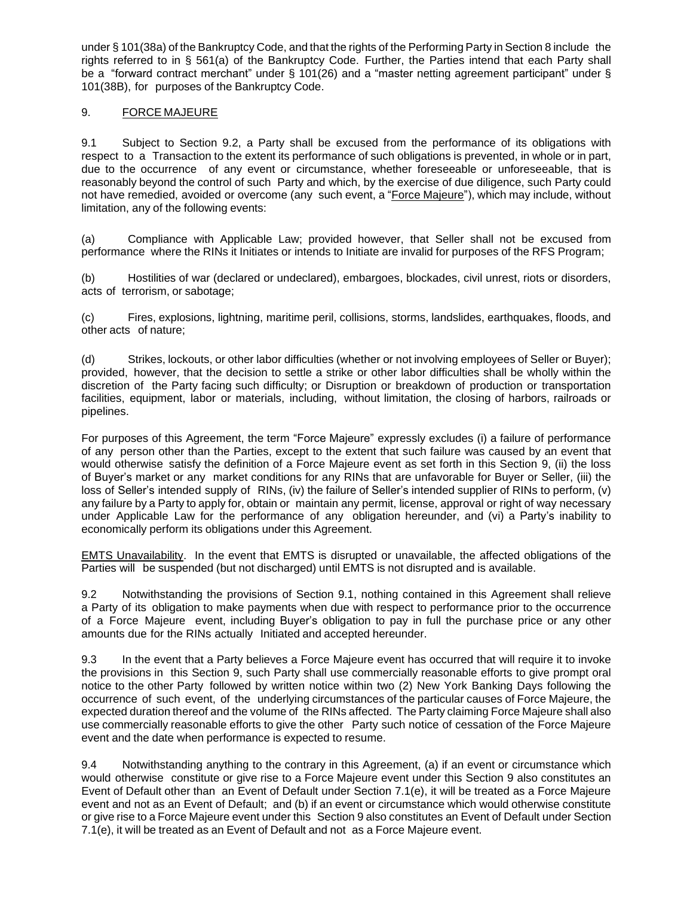under § 101(38a) of the Bankruptcy Code, and that the rights of the Performing Party in Section 8 include the rights referred to in § 561(a) of the Bankruptcy Code. Further, the Parties intend that each Party shall be a "forward contract merchant" under § 101(26) and a "master netting agreement participant" under § 101(38B), for purposes of the Bankruptcy Code.

## 9. FORCE MAJEURE

9.1 Subject to Section 9.2, a Party shall be excused from the performance of its obligations with respect to a Transaction to the extent its performance of such obligations is prevented, in whole or in part, due to the occurrence of any event or circumstance, whether foreseeable or unforeseeable, that is reasonably beyond the control of such Party and which, by the exercise of due diligence, such Party could not have remedied, avoided or overcome (any such event, a "Force Majeure"), which may include, without limitation, any of the following events:

(a) Compliance with Applicable Law; provided however, that Seller shall not be excused from performance where the RINs it Initiates or intends to Initiate are invalid for purposes of the RFS Program;

(b) Hostilities of war (declared or undeclared), embargoes, blockades, civil unrest, riots or disorders, acts of terrorism, or sabotage;

(c) Fires, explosions, lightning, maritime peril, collisions, storms, landslides, earthquakes, floods, and other acts of nature;

(d) Strikes, lockouts, or other labor difficulties (whether or not involving employees of Seller or Buyer); provided, however, that the decision to settle a strike or other labor difficulties shall be wholly within the discretion of the Party facing such difficulty; or Disruption or breakdown of production or transportation facilities, equipment, labor or materials, including, without limitation, the closing of harbors, railroads or pipelines.

For purposes of this Agreement, the term "Force Majeure" expressly excludes (i) a failure of performance of any person other than the Parties, except to the extent that such failure was caused by an event that would otherwise satisfy the definition of a Force Majeure event as set forth in this Section 9, (ii) the loss of Buyer's market or any market conditions for any RINs that are unfavorable for Buyer or Seller, (iii) the loss of Seller's intended supply of RINs, (iv) the failure of Seller's intended supplier of RINs to perform, (v) any failure by a Party to apply for, obtain or maintain any permit, license, approval or right of way necessary under Applicable Law for the performance of any obligation hereunder, and (vi) a Party's inability to economically perform its obligations under this Agreement.

EMTS Unavailability. In the event that EMTS is disrupted or unavailable, the affected obligations of the Parties will be suspended (but not discharged) until EMTS is not disrupted and is available.

9.2 Notwithstanding the provisions of Section 9.1, nothing contained in this Agreement shall relieve a Party of its obligation to make payments when due with respect to performance prior to the occurrence of a Force Majeure event, including Buyer's obligation to pay in full the purchase price or any other amounts due for the RINs actually Initiated and accepted hereunder.

9.3 In the event that a Party believes a Force Majeure event has occurred that will require it to invoke the provisions in this Section 9, such Party shall use commercially reasonable efforts to give prompt oral notice to the other Party followed by written notice within two (2) New York Banking Days following the occurrence of such event, of the underlying circumstances of the particular causes of Force Majeure, the expected duration thereof and the volume of the RINs affected. The Party claiming Force Majeure shall also use commercially reasonable efforts to give the other Party such notice of cessation of the Force Majeure event and the date when performance is expected to resume.

9.4 Notwithstanding anything to the contrary in this Agreement, (a) if an event or circumstance which would otherwise constitute or give rise to a Force Majeure event under this Section 9 also constitutes an Event of Default other than an Event of Default under Section 7.1(e), it will be treated as a Force Majeure event and not as an Event of Default; and (b) if an event or circumstance which would otherwise constitute or give rise to a Force Majeure event under this Section 9 also constitutes an Event of Default under Section 7.1(e), it will be treated as an Event of Default and not as a Force Majeure event.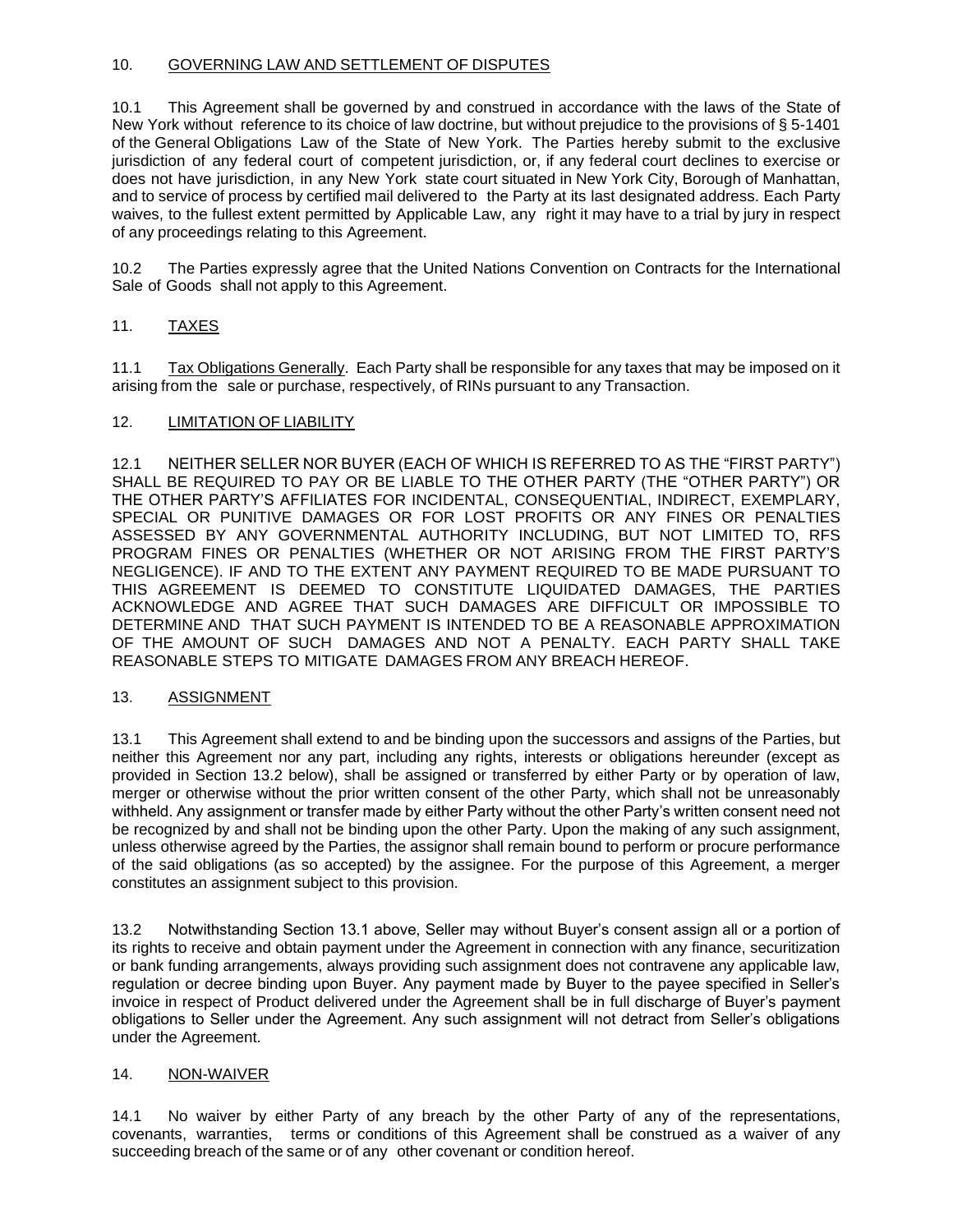## 10. GOVERNING LAW AND SETTLEMENT OF DISPUTES

10.1 This Agreement shall be governed by and construed in accordance with the laws of the State of New York without reference to its choice of law doctrine, but without prejudice to the provisions of § 5-1401 of the General Obligations Law of the State of New York. The Parties hereby submit to the exclusive jurisdiction of any federal court of competent jurisdiction, or, if any federal court declines to exercise or does not have jurisdiction, in any New York state court situated in New York City, Borough of Manhattan, and to service of process by certified mail delivered to the Party at its last designated address. Each Party waives, to the fullest extent permitted by Applicable Law, any right it may have to a trial by jury in respect of any proceedings relating to this Agreement.

10.2 The Parties expressly agree that the United Nations Convention on Contracts for the International Sale of Goods shall not apply to this Agreement.

## 11. TAXES

11.1 Tax Obligations Generally. Each Party shall be responsible for any taxes that may be imposed on it arising from the sale or purchase, respectively, of RINs pursuant to any Transaction.

## 12. LIMITATION OF LIABILITY

12.1 NEITHER SELLER NOR BUYER (EACH OF WHICH IS REFERRED TO AS THE "FIRST PARTY") SHALL BE REQUIRED TO PAY OR BE LIABLE TO THE OTHER PARTY (THE "OTHER PARTY") OR THE OTHER PARTY'S AFFILIATES FOR INCIDENTAL, CONSEQUENTIAL, INDIRECT, EXEMPLARY, SPECIAL OR PUNITIVE DAMAGES OR FOR LOST PROFITS OR ANY FINES OR PENALTIES ASSESSED BY ANY GOVERNMENTAL AUTHORITY INCLUDING, BUT NOT LIMITED TO, RFS PROGRAM FINES OR PENALTIES (WHETHER OR NOT ARISING FROM THE FIRST PARTY'S NEGLIGENCE). IF AND TO THE EXTENT ANY PAYMENT REQUIRED TO BE MADE PURSUANT TO THIS AGREEMENT IS DEEMED TO CONSTITUTE LIQUIDATED DAMAGES, THE PARTIES ACKNOWLEDGE AND AGREE THAT SUCH DAMAGES ARE DIFFICULT OR IMPOSSIBLE TO DETERMINE AND THAT SUCH PAYMENT IS INTENDED TO BE A REASONABLE APPROXIMATION OF THE AMOUNT OF SUCH DAMAGES AND NOT A PENALTY. EACH PARTY SHALL TAKE REASONABLE STEPS TO MITIGATE DAMAGES FROM ANY BREACH HEREOF.

## 13. ASSIGNMENT

13.1 This Agreement shall extend to and be binding upon the successors and assigns of the Parties, but neither this Agreement nor any part, including any rights, interests or obligations hereunder (except as provided in Section 13.2 below), shall be assigned or transferred by either Party or by operation of law, merger or otherwise without the prior written consent of the other Party, which shall not be unreasonably withheld. Any assignment or transfer made by either Party without the other Party's written consent need not be recognized by and shall not be binding upon the other Party. Upon the making of any such assignment, unless otherwise agreed by the Parties, the assignor shall remain bound to perform or procure performance of the said obligations (as so accepted) by the assignee. For the purpose of this Agreement, a merger constitutes an assignment subject to this provision.

13.2 Notwithstanding Section 13.1 above, Seller may without Buyer's consent assign all or a portion of its rights to receive and obtain payment under the Agreement in connection with any finance, securitization or bank funding arrangements, always providing such assignment does not contravene any applicable law, regulation or decree binding upon Buyer. Any payment made by Buyer to the payee specified in Seller's invoice in respect of Product delivered under the Agreement shall be in full discharge of Buyer's payment obligations to Seller under the Agreement. Any such assignment will not detract from Seller's obligations under the Agreement.

## 14. NON-WAIVER

14.1 No waiver by either Party of any breach by the other Party of any of the representations, covenants, warranties, terms or conditions of this Agreement shall be construed as a waiver of any succeeding breach of the same or of any other covenant or condition hereof.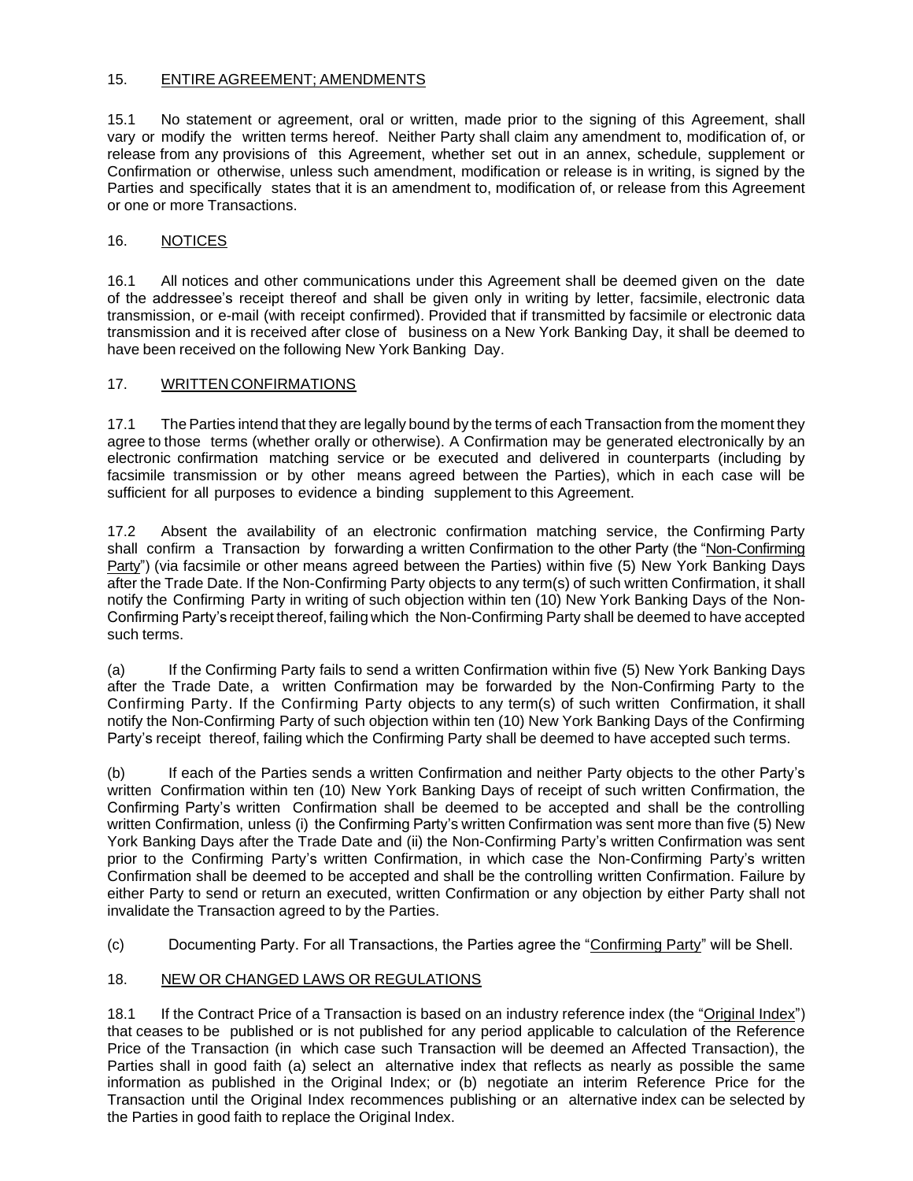## 15. ENTIRE AGREEMENT; AMENDMENTS

15.1 No statement or agreement, oral or written, made prior to the signing of this Agreement, shall vary or modify the written terms hereof. Neither Party shall claim any amendment to, modification of, or release from any provisions of this Agreement, whether set out in an annex, schedule, supplement or Confirmation or otherwise, unless such amendment, modification or release is in writing, is signed by the Parties and specifically states that it is an amendment to, modification of, or release from this Agreement or one or more Transactions.

## 16. NOTICES

16.1 All notices and other communications under this Agreement shall be deemed given on the date of the addressee's receipt thereof and shall be given only in writing by letter, facsimile, electronic data transmission, or e-mail (with receipt confirmed). Provided that if transmitted by facsimile or electronic data transmission and it is received after close of business on a New York Banking Day, it shall be deemed to have been received on the following New York Banking Day.

## 17. WRITTEN CONFIRMATIONS

17.1 The Parties intend that they are legally bound by the terms of each Transaction from the moment they agree to those terms (whether orally or otherwise). A Confirmation may be generated electronically by an electronic confirmation matching service or be executed and delivered in counterparts (including by facsimile transmission or by other means agreed between the Parties), which in each case will be sufficient for all purposes to evidence a binding supplement to this Agreement.

17.2 Absent the availability of an electronic confirmation matching service, the Confirming Party shall confirm a Transaction by forwarding a written Confirmation to the other Party (the "Non-Confirming Party") (via facsimile or other means agreed between the Parties) within five (5) New York Banking Days after the Trade Date. If the Non-Confirming Party objects to any term(s) of such written Confirmation, it shall notify the Confirming Party in writing of such objection within ten (10) New York Banking Days of the Non-Confirming Party's receipt thereof, failing which the Non-Confirming Party shall be deemed to have accepted such terms.

(a) If the Confirming Party fails to send a written Confirmation within five (5) New York Banking Days after the Trade Date, a written Confirmation may be forwarded by the Non-Confirming Party to the Confirming Party. If the Confirming Party objects to any term(s) of such written Confirmation, it shall notify the Non-Confirming Party of such objection within ten (10) New York Banking Days of the Confirming Party's receipt thereof, failing which the Confirming Party shall be deemed to have accepted such terms.

(b) If each of the Parties sends a written Confirmation and neither Party objects to the other Party's written Confirmation within ten (10) New York Banking Days of receipt of such written Confirmation, the Confirming Party's written Confirmation shall be deemed to be accepted and shall be the controlling written Confirmation, unless (i) the Confirming Party's written Confirmation was sent more than five (5) New York Banking Days after the Trade Date and (ii) the Non-Confirming Party's written Confirmation was sent prior to the Confirming Party's written Confirmation, in which case the Non-Confirming Party's written Confirmation shall be deemed to be accepted and shall be the controlling written Confirmation. Failure by either Party to send or return an executed, written Confirmation or any objection by either Party shall not invalidate the Transaction agreed to by the Parties.

(c) Documenting Party. For all Transactions, the Parties agree the "Confirming Party" will be Shell.

## 18. NEW OR CHANGED LAWS OR REGULATIONS

18.1 If the Contract Price of a Transaction is based on an industry reference index (the "Original Index") that ceases to be published or is not published for any period applicable to calculation of the Reference Price of the Transaction (in which case such Transaction will be deemed an Affected Transaction), the Parties shall in good faith (a) select an alternative index that reflects as nearly as possible the same information as published in the Original Index; or (b) negotiate an interim Reference Price for the Transaction until the Original Index recommences publishing or an alternative index can be selected by the Parties in good faith to replace the Original Index.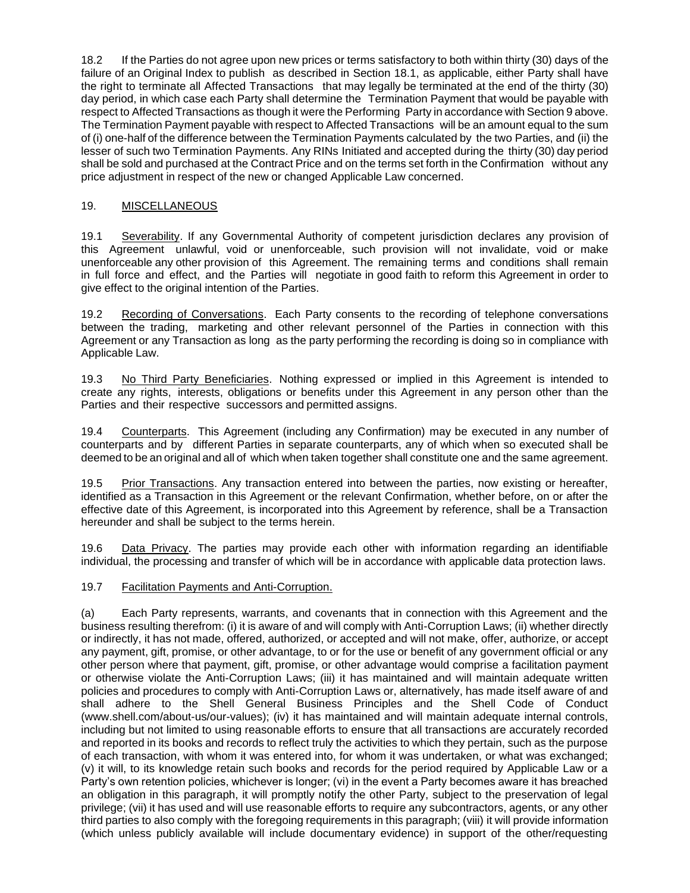18.2 If the Parties do not agree upon new prices or terms satisfactory to both within thirty (30) days of the failure of an Original Index to publish as described in Section 18.1, as applicable, either Party shall have the right to terminate all Affected Transactions that may legally be terminated at the end of the thirty (30) day period, in which case each Party shall determine the Termination Payment that would be payable with respect to Affected Transactions as though it were the Performing Party in accordance with Section 9 above. The Termination Payment payable with respect to Affected Transactions will be an amount equal to the sum of (i) one-half of the difference between the Termination Payments calculated by the two Parties, and (ii) the lesser of such two Termination Payments. Any RINs Initiated and accepted during the thirty (30) day period shall be sold and purchased at the Contract Price and on the terms set forth in the Confirmation without any price adjustment in respect of the new or changed Applicable Law concerned.

## 19. MISCELLANEOUS

19.1 Severability. If any Governmental Authority of competent jurisdiction declares any provision of this Agreement unlawful, void or unenforceable, such provision will not invalidate, void or make unenforceable any other provision of this Agreement. The remaining terms and conditions shall remain in full force and effect, and the Parties will negotiate in good faith to reform this Agreement in order to give effect to the original intention of the Parties.

19.2 Recording of Conversations. Each Party consents to the recording of telephone conversations between the trading, marketing and other relevant personnel of the Parties in connection with this Agreement or any Transaction as long as the party performing the recording is doing so in compliance with Applicable Law.

19.3 No Third Party Beneficiaries. Nothing expressed or implied in this Agreement is intended to create any rights, interests, obligations or benefits under this Agreement in any person other than the Parties and their respective successors and permitted assigns.

19.4 Counterparts. This Agreement (including any Confirmation) may be executed in any number of counterparts and by different Parties in separate counterparts, any of which when so executed shall be deemed to be an original and all of which when taken together shall constitute one and the same agreement.

19.5 Prior Transactions. Any transaction entered into between the parties, now existing or hereafter, identified as a Transaction in this Agreement or the relevant Confirmation, whether before, on or after the effective date of this Agreement, is incorporated into this Agreement by reference, shall be a Transaction hereunder and shall be subject to the terms herein.

19.6 Data Privacy. The parties may provide each other with information regarding an identifiable individual, the processing and transfer of which will be in accordance with applicable data protection laws.

19.7 Facilitation Payments and Anti-Corruption.

(a) Each Party represents, warrants, and covenants that in connection with this Agreement and the business resulting therefrom: (i) it is aware of and will comply with Anti-Corruption Laws; (ii) whether directly or indirectly, it has not made, offered, authorized, or accepted and will not make, offer, authorize, or accept any payment, gift, promise, or other advantage, to or for the use or benefit of any government official or any other person where that payment, gift, promise, or other advantage would comprise a facilitation payment or otherwise violate the Anti-Corruption Laws; (iii) it has maintained and will maintain adequate written policies and procedures to comply with Anti-Corruption Laws or, alternatively, has made itself aware of and shall adhere to the Shell General Business Principles and the Shell Code of Conduct (www.shell.com/about-us/our-values); (iv) it has maintained and will maintain adequate internal controls, including but not limited to using reasonable efforts to ensure that all transactions are accurately recorded and reported in its books and records to reflect truly the activities to which they pertain, such as the purpose of each transaction, with whom it was entered into, for whom it was undertaken, or what was exchanged; (v) it will, to its knowledge retain such books and records for the period required by Applicable Law or a Party's own retention policies, whichever is longer; (vi) in the event a Party becomes aware it has breached an obligation in this paragraph, it will promptly notify the other Party, subject to the preservation of legal privilege; (vii) it has used and will use reasonable efforts to require any subcontractors, agents, or any other third parties to also comply with the foregoing requirements in this paragraph; (viii) it will provide information (which unless publicly available will include documentary evidence) in support of the other/requesting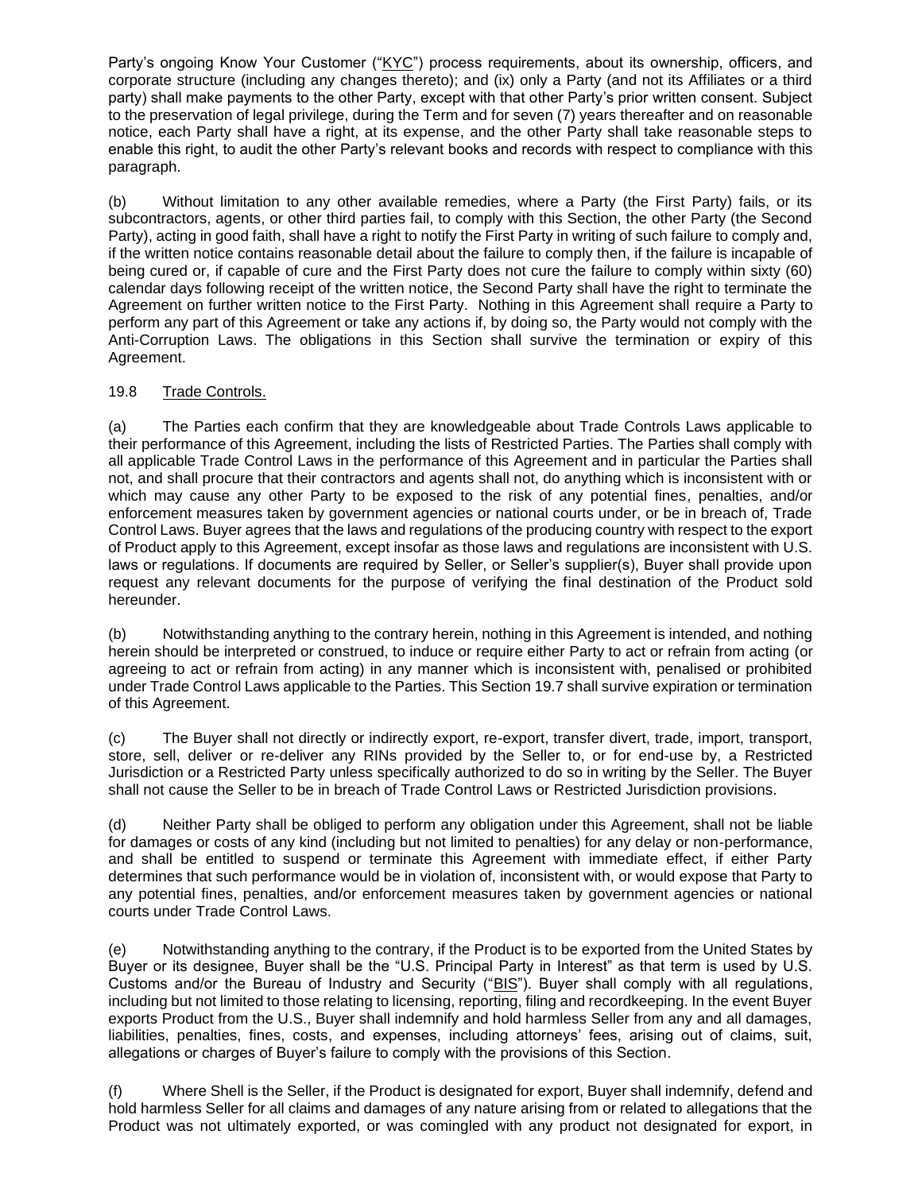Party's ongoing Know Your Customer ("KYC") process requirements, about its ownership, officers, and corporate structure (including any changes thereto); and (ix) only a Party (and not its Affiliates or a third party) shall make payments to the other Party, except with that other Party's prior written consent. Subject to the preservation of legal privilege, during the Term and for seven (7) years thereafter and on reasonable notice, each Party shall have a right, at its expense, and the other Party shall take reasonable steps to enable this right, to audit the other Party's relevant books and records with respect to compliance with this paragraph.

(b) Without limitation to any other available remedies, where a Party (the First Party) fails, or its subcontractors, agents, or other third parties fail, to comply with this Section, the other Party (the Second Party), acting in good faith, shall have a right to notify the First Party in writing of such failure to comply and, if the written notice contains reasonable detail about the failure to comply then, if the failure is incapable of being cured or, if capable of cure and the First Party does not cure the failure to comply within sixty (60) calendar days following receipt of the written notice, the Second Party shall have the right to terminate the Agreement on further written notice to the First Party. Nothing in this Agreement shall require a Party to perform any part of this Agreement or take any actions if, by doing so, the Party would not comply with the Anti-Corruption Laws. The obligations in this Section shall survive the termination or expiry of this Agreement.

19.8 Trade Controls.

(a) The Parties each confirm that they are knowledgeable about Trade Controls Laws applicable to their performance of this Agreement, including the lists of Restricted Parties. The Parties shall comply with all applicable Trade Control Laws in the performance of this Agreement and in particular the Parties shall not, and shall procure that their contractors and agents shall not, do anything which is inconsistent with or which may cause any other Party to be exposed to the risk of any potential fines, penalties, and/or enforcement measures taken by government agencies or national courts under, or be in breach of, Trade Control Laws. Buyer agrees that the laws and regulations of the producing country with respect to the export of Product apply to this Agreement, except insofar as those laws and regulations are inconsistent with U.S. laws or regulations. If documents are required by Seller, or Seller's supplier(s), Buyer shall provide upon request any relevant documents for the purpose of verifying the final destination of the Product sold hereunder.

(b) Notwithstanding anything to the contrary herein, nothing in this Agreement is intended, and nothing herein should be interpreted or construed, to induce or require either Party to act or refrain from acting (or agreeing to act or refrain from acting) in any manner which is inconsistent with, penalised or prohibited under Trade Control Laws applicable to the Parties. This Section 19.7 shall survive expiration or termination of this Agreement.

(c) The Buyer shall not directly or indirectly export, re-export, transfer divert, trade, import, transport, store, sell, deliver or re-deliver any RINs provided by the Seller to, or for end-use by, a Restricted Jurisdiction or a Restricted Party unless specifically authorized to do so in writing by the Seller. The Buyer shall not cause the Seller to be in breach of Trade Control Laws or Restricted Jurisdiction provisions.

(d) Neither Party shall be obliged to perform any obligation under this Agreement, shall not be liable for damages or costs of any kind (including but not limited to penalties) for any delay or non-performance, and shall be entitled to suspend or terminate this Agreement with immediate effect, if either Party determines that such performance would be in violation of, inconsistent with, or would expose that Party to any potential fines, penalties, and/or enforcement measures taken by government agencies or national courts under Trade Control Laws.

(e) Notwithstanding anything to the contrary, if the Product is to be exported from the United States by Buyer or its designee, Buyer shall be the "U.S. Principal Party in Interest" as that term is used by U.S. Customs and/or the Bureau of Industry and Security ("BIS"). Buyer shall comply with all regulations, including but not limited to those relating to licensing, reporting, filing and recordkeeping. In the event Buyer exports Product from the U.S., Buyer shall indemnify and hold harmless Seller from any and all damages, liabilities, penalties, fines, costs, and expenses, including attorneys' fees, arising out of claims, suit, allegations or charges of Buyer's failure to comply with the provisions of this Section.

(f) Where Shell is the Seller, if the Product is designated for export, Buyer shall indemnify, defend and hold harmless Seller for all claims and damages of any nature arising from or related to allegations that the Product was not ultimately exported, or was comingled with any product not designated for export, in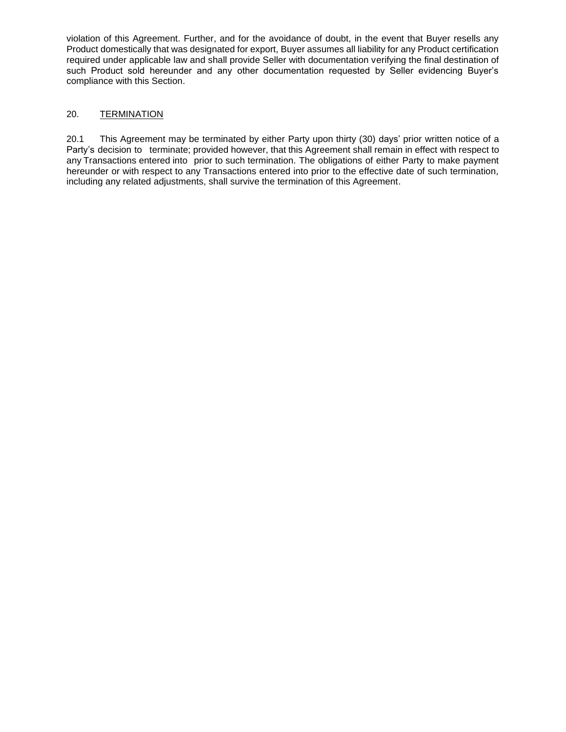violation of this Agreement. Further, and for the avoidance of doubt, in the event that Buyer resells any Product domestically that was designated for export, Buyer assumes all liability for any Product certification required under applicable law and shall provide Seller with documentation verifying the final destination of such Product sold hereunder and any other documentation requested by Seller evidencing Buyer's compliance with this Section.

## 20. TERMINATION

20.1 This Agreement may be terminated by either Party upon thirty (30) days' prior written notice of a Party's decision to terminate; provided however, that this Agreement shall remain in effect with respect to any Transactions entered into prior to such termination. The obligations of either Party to make payment hereunder or with respect to any Transactions entered into prior to the effective date of such termination, including any related adjustments, shall survive the termination of this Agreement.